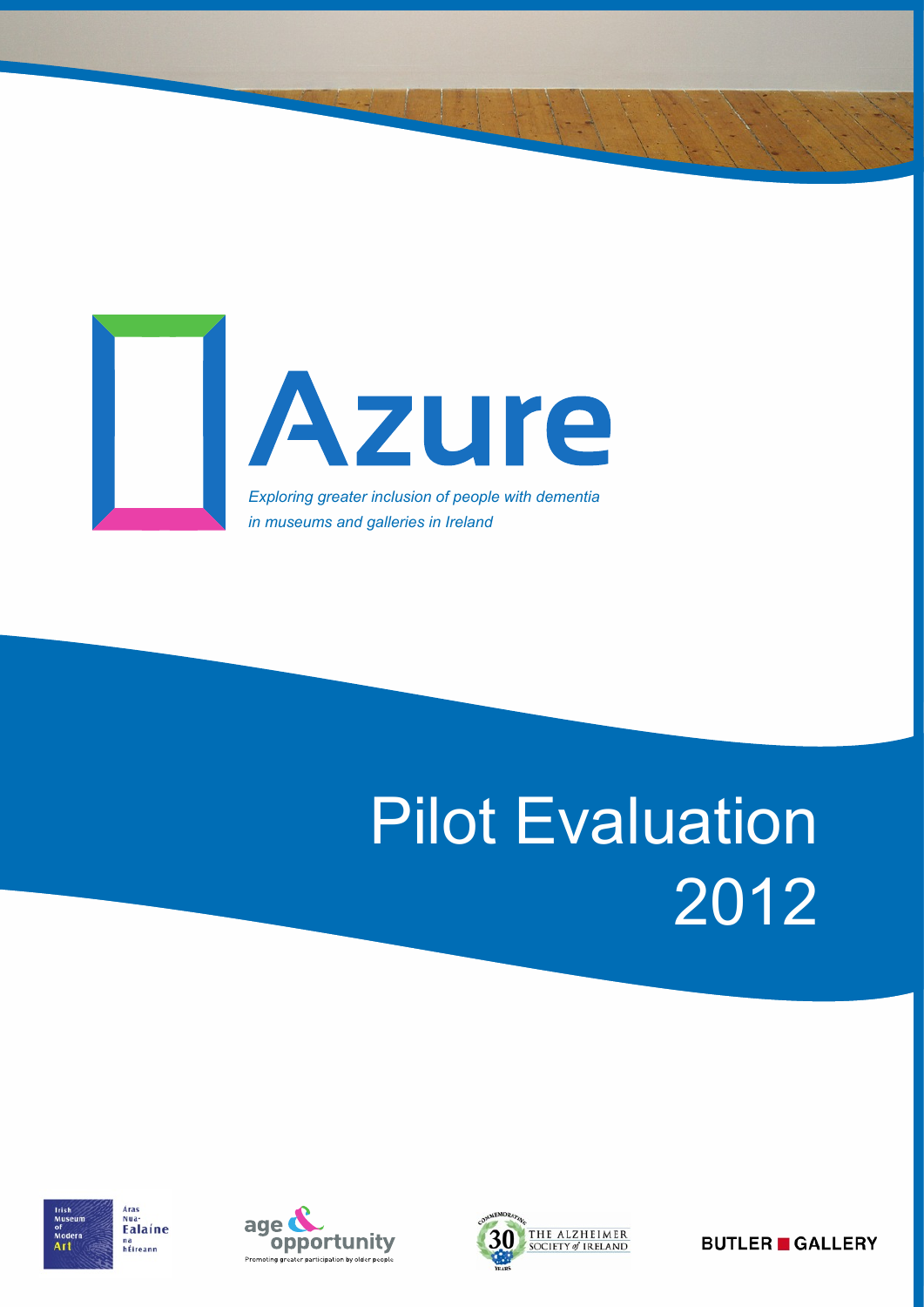# Azure

*Exploring greater inclusion of people with dementia in museums and galleries in Ireland*

# Pilot Evaluation 2012

Irish Museum of Modern Art — Áras Nua-Ealaíne na hÉireann

age & opportunity — Promoting greater participation by older people

Commemorating 30 Years — The Alzheimer Society of Ireland

BUTLER GALLERY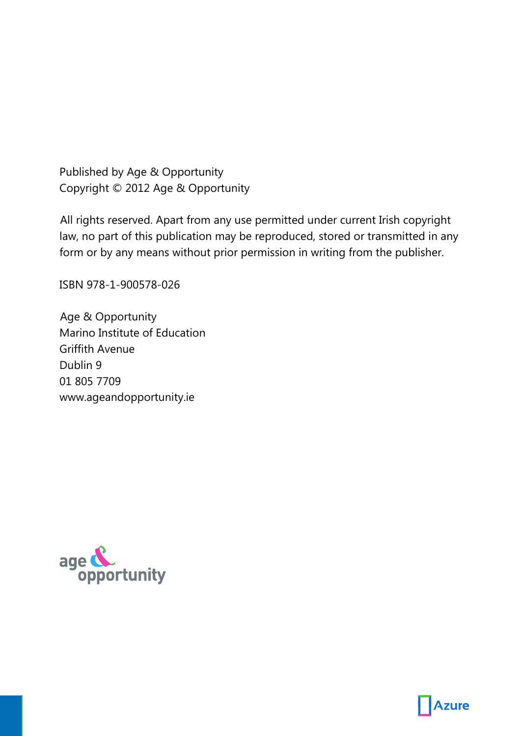Published by Age & Opportunity
Copyright © 2012 Age & Opportunity

All rights reserved. Apart from any use permitted under current Irish copyright law, no part of this publication may be reproduced, stored or transmitted in any form or by any means without prior permission in writing from the publisher.

ISBN 978-1-900578-026

Age & Opportunity
Marino Institute of Education
Griffith Avenue
Dublin 9
01 805 7709
www.ageandopportunity.ie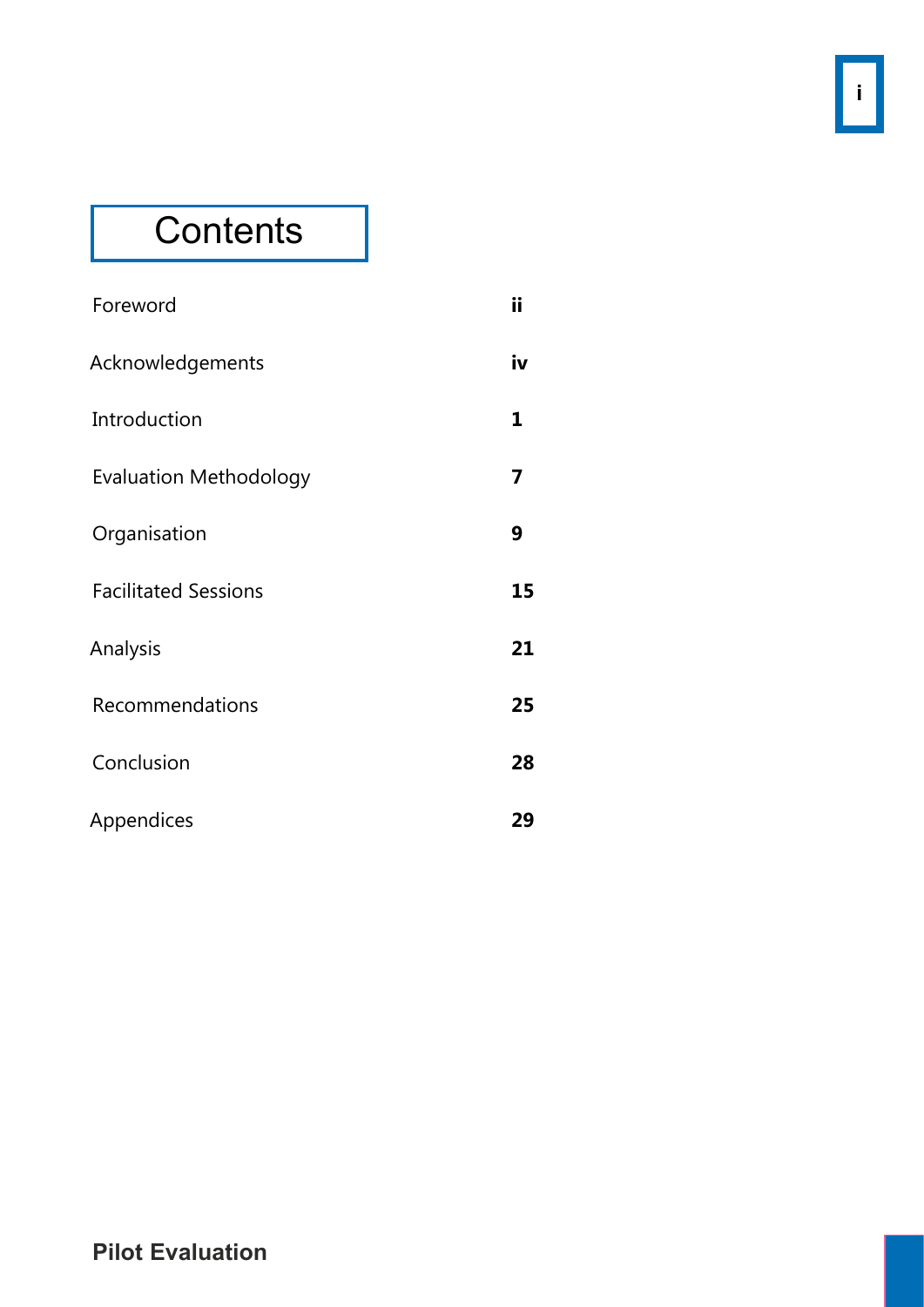# Contents

| | |
|---|---|
| Foreword | **ii** |
| Acknowledgements | **iv** |
| Introduction | **1** |
| Evaluation Methodology | **7** |
| Organisation | **9** |
| Facilitated Sessions | **15** |
| Analysis | **21** |
| Recommendations | **25** |
| Conclusion | **28** |
| Appendices | **29** |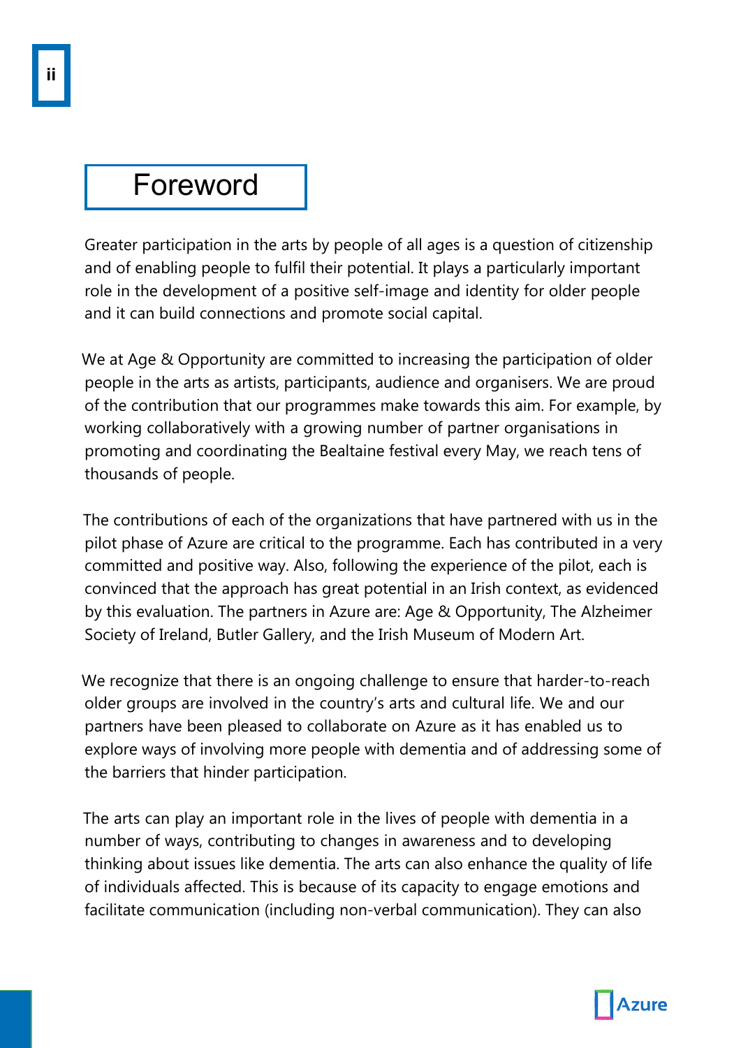# Foreword

Greater participation in the arts by people of all ages is a question of citizenship and of enabling people to fulfil their potential. It plays a particularly important role in the development of a positive self-image and identity for older people and it can build connections and promote social capital.

We at Age & Opportunity are committed to increasing the participation of older people in the arts as artists, participants, audience and organisers. We are proud of the contribution that our programmes make towards this aim. For example, by working collaboratively with a growing number of partner organisations in promoting and coordinating the Bealtaine festival every May, we reach tens of thousands of people.

The contributions of each of the organizations that have partnered with us in the pilot phase of Azure are critical to the programme. Each has contributed in a very committed and positive way. Also, following the experience of the pilot, each is convinced that the approach has great potential in an Irish context, as evidenced by this evaluation. The partners in Azure are: Age & Opportunity, The Alzheimer Society of Ireland, Butler Gallery, and the Irish Museum of Modern Art.

We recognize that there is an ongoing challenge to ensure that harder-to-reach older groups are involved in the country's arts and cultural life. We and our partners have been pleased to collaborate on Azure as it has enabled us to explore ways of involving more people with dementia and of addressing some of the barriers that hinder participation.

The arts can play an important role in the lives of people with dementia in a number of ways, contributing to changes in awareness and to developing thinking about issues like dementia. The arts can also enhance the quality of life of individuals affected. This is because of its capacity to engage emotions and facilitate communication (including non-verbal communication). They can also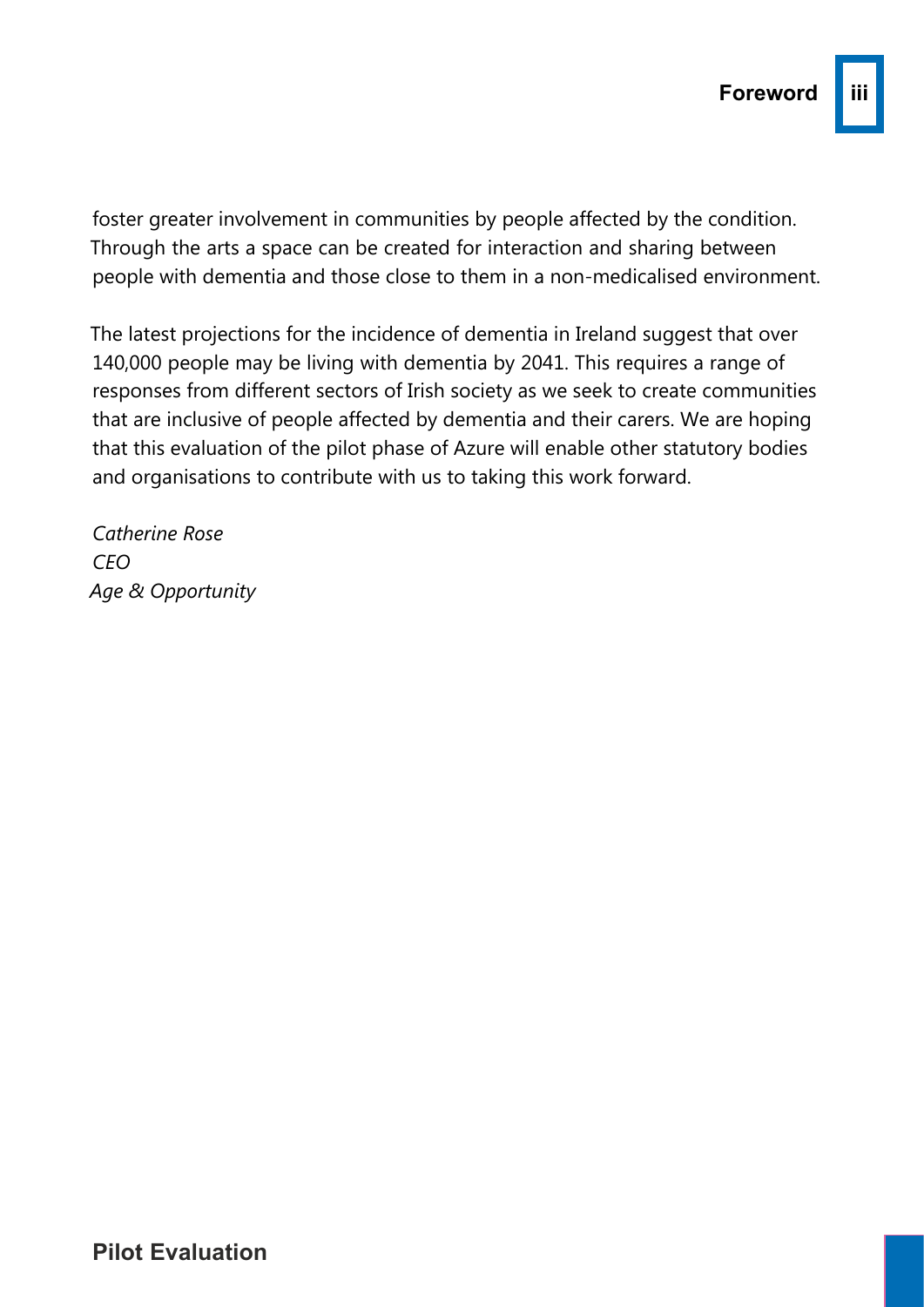foster greater involvement in communities by people affected by the condition. Through the arts a space can be created for interaction and sharing between people with dementia and those close to them in a non-medicalised environment.

The latest projections for the incidence of dementia in Ireland suggest that over 140,000 people may be living with dementia by 2041. This requires a range of responses from different sectors of Irish society as we seek to create communities that are inclusive of people affected by dementia and their carers. We are hoping that this evaluation of the pilot phase of Azure will enable other statutory bodies and organisations to contribute with us to taking this work forward.

*Catherine Rose*
*CEO*
*Age & Opportunity*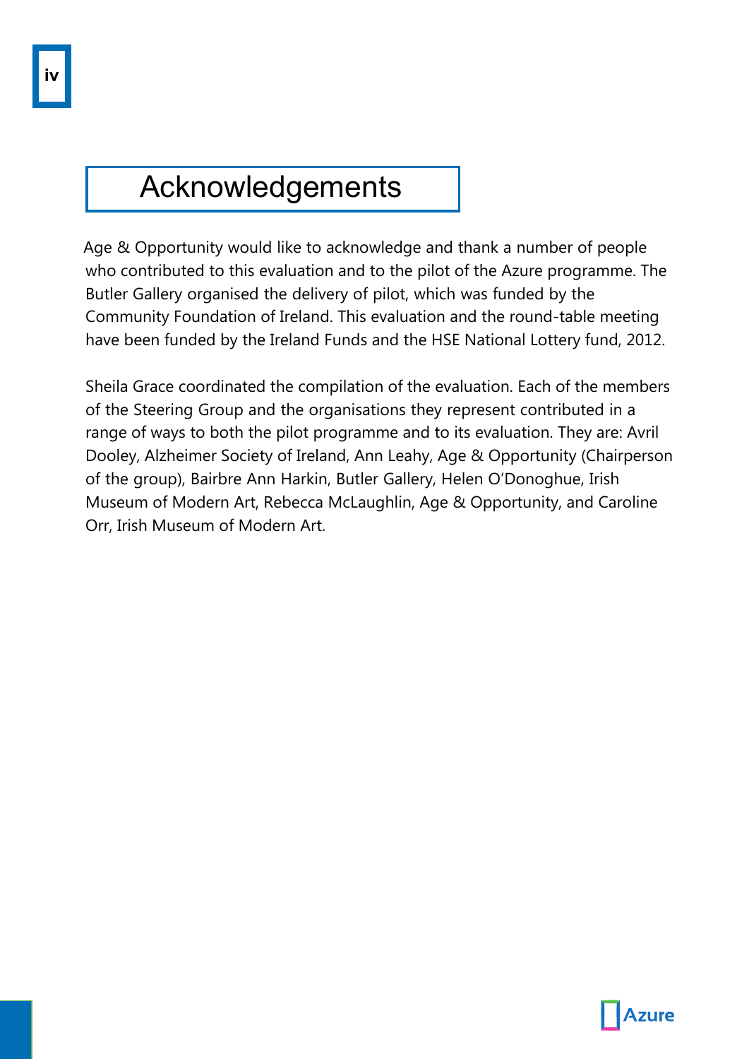# Acknowledgements

Age & Opportunity would like to acknowledge and thank a number of people who contributed to this evaluation and to the pilot of the Azure programme. The Butler Gallery organised the delivery of pilot, which was funded by the Community Foundation of Ireland. This evaluation and the round-table meeting have been funded by the Ireland Funds and the HSE National Lottery fund, 2012.

Sheila Grace coordinated the compilation of the evaluation. Each of the members of the Steering Group and the organisations they represent contributed in a range of ways to both the pilot programme and to its evaluation. They are: Avril Dooley, Alzheimer Society of Ireland, Ann Leahy, Age & Opportunity (Chairperson of the group), Bairbre Ann Harkin, Butler Gallery, Helen O'Donoghue, Irish Museum of Modern Art, Rebecca McLaughlin, Age & Opportunity, and Caroline Orr, Irish Museum of Modern Art.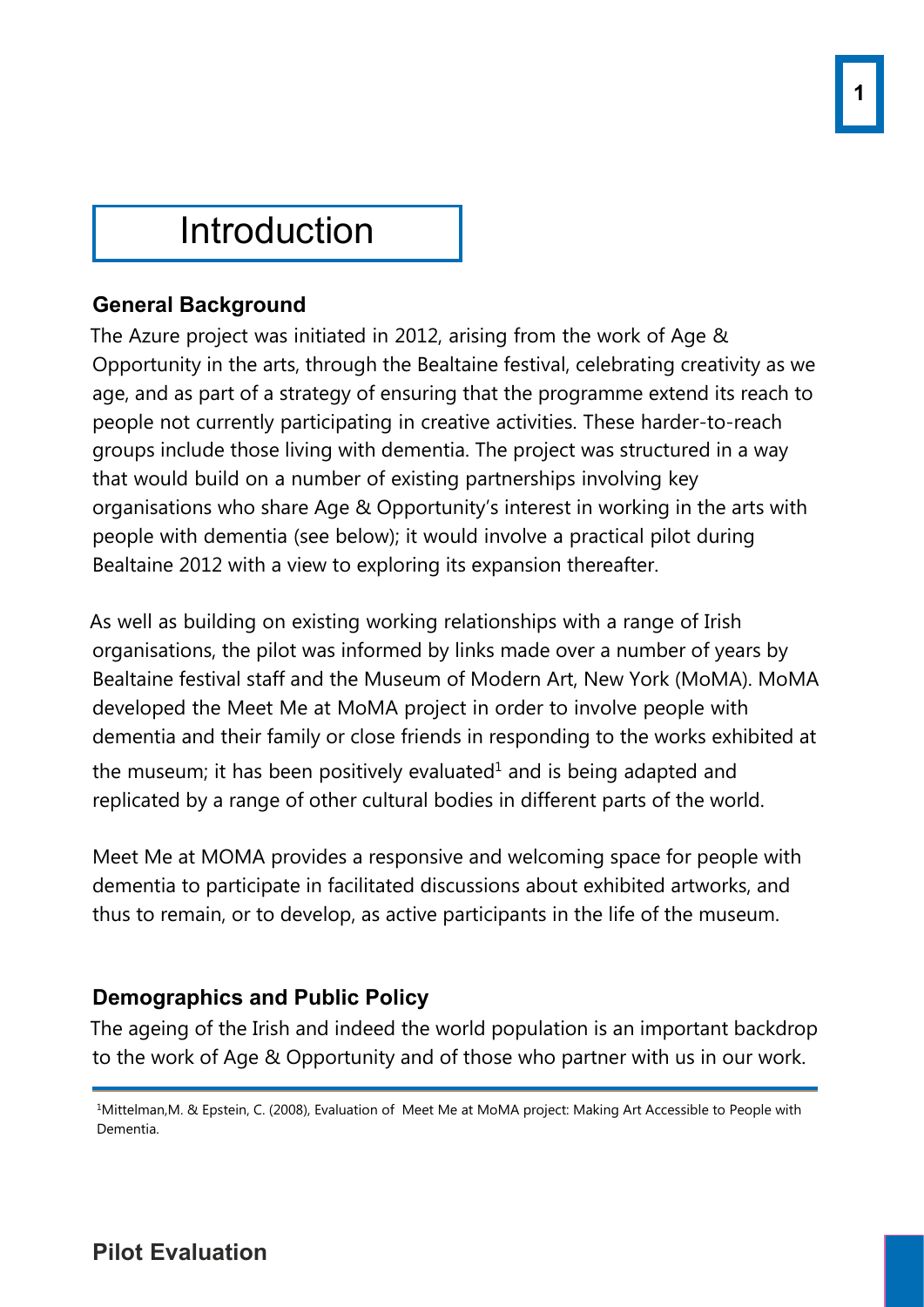# Introduction

## General Background

The Azure project was initiated in 2012, arising from the work of Age & Opportunity in the arts, through the Bealtaine festival, celebrating creativity as we age, and as part of a strategy of ensuring that the programme extend its reach to people not currently participating in creative activities. These harder-to-reach groups include those living with dementia. The project was structured in a way that would build on a number of existing partnerships involving key organisations who share Age & Opportunity's interest in working in the arts with people with dementia (see below); it would involve a practical pilot during Bealtaine 2012 with a view to exploring its expansion thereafter.

As well as building on existing working relationships with a range of Irish organisations, the pilot was informed by links made over a number of years by Bealtaine festival staff and the Museum of Modern Art, New York (MoMA). MoMA developed the Meet Me at MoMA project in order to involve people with dementia and their family or close friends in responding to the works exhibited at the museum; it has been positively evaluated[1] and is being adapted and replicated by a range of other cultural bodies in different parts of the world.

Meet Me at MOMA provides a responsive and welcoming space for people with dementia to participate in facilitated discussions about exhibited artworks, and thus to remain, or to develop, as active participants in the life of the museum.

## Demographics and Public Policy

The ageing of the Irish and indeed the world population is an important backdrop to the work of Age & Opportunity and of those who partner with us in our work.

[1]Mittelman,M. & Epstein, C. (2008), Evaluation of Meet Me at MoMA project: Making Art Accessible to People with Dementia.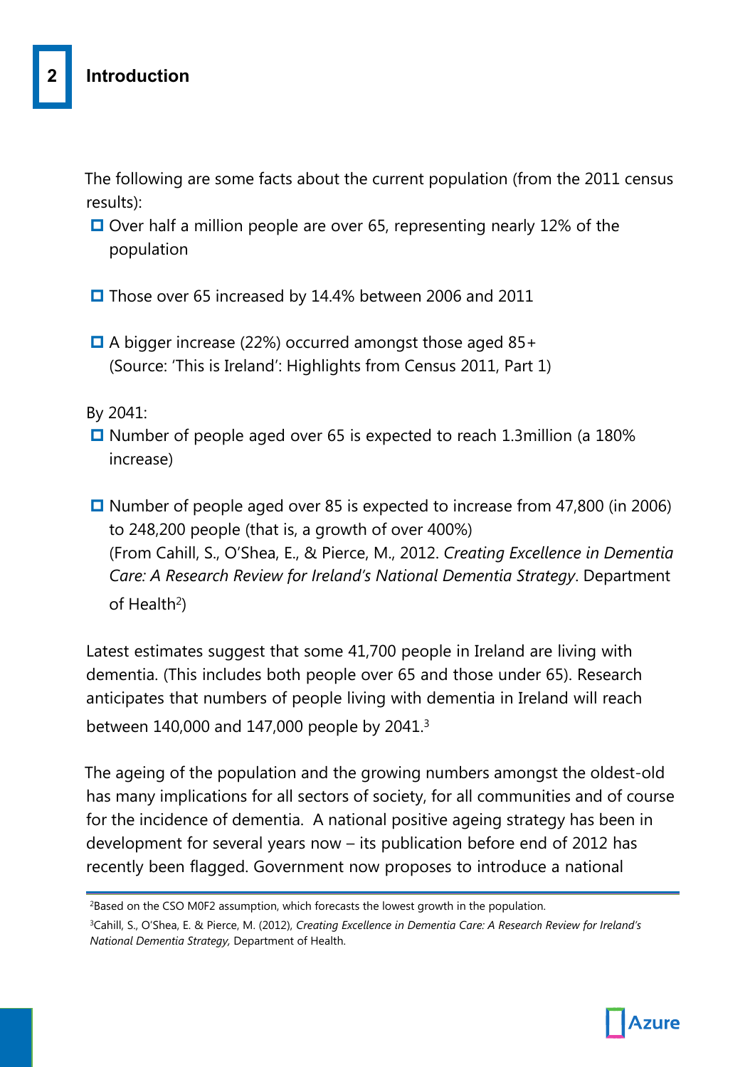## 2 Introduction

The following are some facts about the current population (from the 2011 census results):

- Over half a million people are over 65, representing nearly 12% of the population
- Those over 65 increased by 14.4% between 2006 and 2011
- A bigger increase (22%) occurred amongst those aged 85+ (Source: 'This is Ireland': Highlights from Census 2011, Part 1)

By 2041:

- Number of people aged over 65 is expected to reach 1.3million (a 180% increase)
- Number of people aged over 85 is expected to increase from 47,800 (in 2006) to 248,200 people (that is, a growth of over 400%) (From Cahill, S., O'Shea, E., & Pierce, M., 2012. *Creating Excellence in Dementia Care: A Research Review for Ireland's National Dementia Strategy*. Department of Health[2])

Latest estimates suggest that some 41,700 people in Ireland are living with dementia. (This includes both people over 65 and those under 65). Research anticipates that numbers of people living with dementia in Ireland will reach between 140,000 and 147,000 people by 2041.[3]

The ageing of the population and the growing numbers amongst the oldest-old has many implications for all sectors of society, for all communities and of course for the incidence of dementia. A national positive ageing strategy has been in development for several years now – its publication before end of 2012 has recently been flagged. Government now proposes to introduce a national

---

[2]Based on the CSO M0F2 assumption, which forecasts the lowest growth in the population.

[3]Cahill, S., O'Shea, E. & Pierce, M. (2012), *Creating Excellence in Dementia Care: A Research Review for Ireland's National Dementia Strategy,* Department of Health.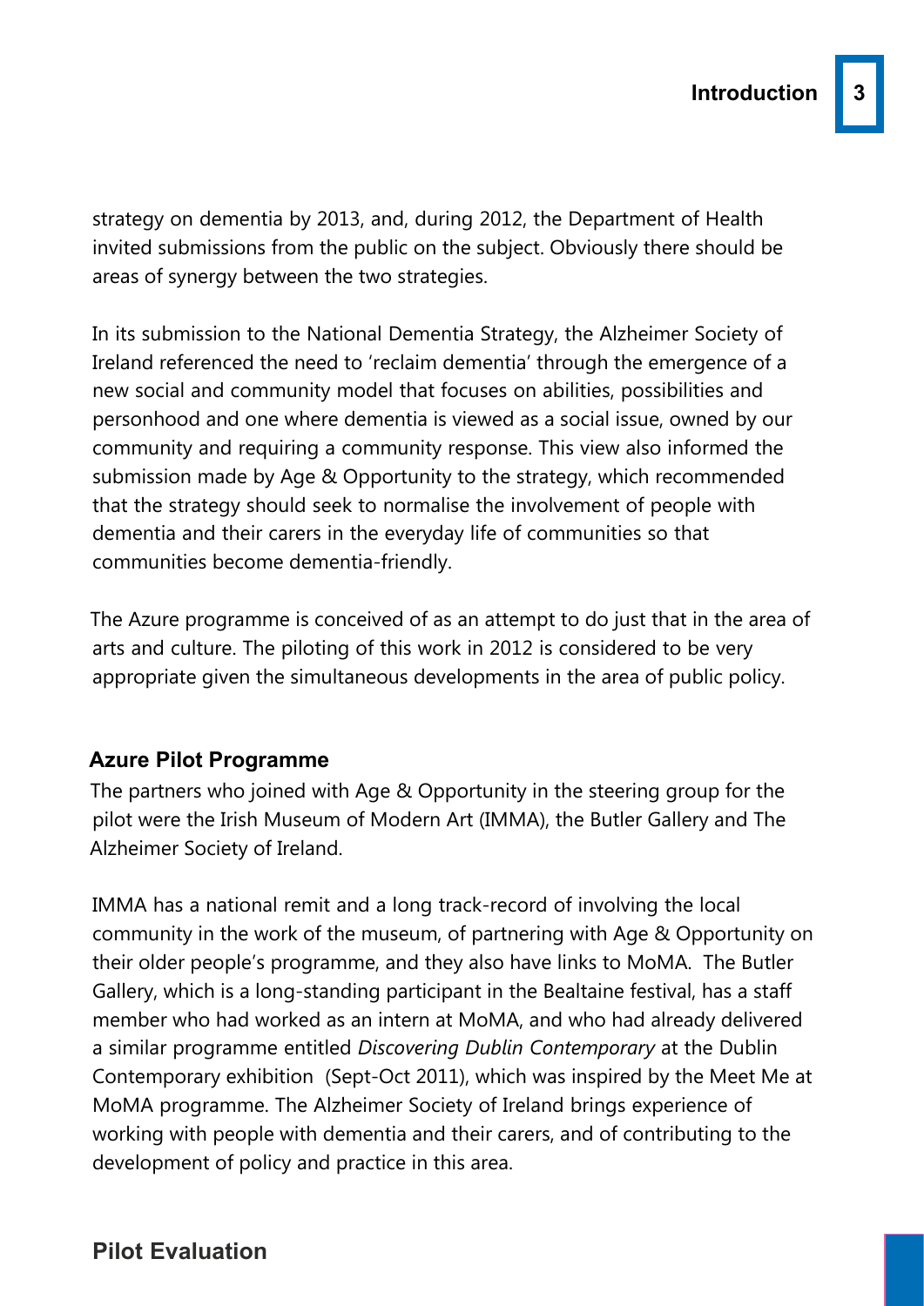strategy on dementia by 2013, and, during 2012, the Department of Health invited submissions from the public on the subject. Obviously there should be areas of synergy between the two strategies.

In its submission to the National Dementia Strategy, the Alzheimer Society of Ireland referenced the need to 'reclaim dementia' through the emergence of a new social and community model that focuses on abilities, possibilities and personhood and one where dementia is viewed as a social issue, owned by our community and requiring a community response. This view also informed the submission made by Age & Opportunity to the strategy, which recommended that the strategy should seek to normalise the involvement of people with dementia and their carers in the everyday life of communities so that communities become dementia-friendly.

The Azure programme is conceived of as an attempt to do just that in the area of arts and culture. The piloting of this work in 2012 is considered to be very appropriate given the simultaneous developments in the area of public policy.

### Azure Pilot Programme

The partners who joined with Age & Opportunity in the steering group for the pilot were the Irish Museum of Modern Art (IMMA), the Butler Gallery and The Alzheimer Society of Ireland.

IMMA has a national remit and a long track-record of involving the local community in the work of the museum, of partnering with Age & Opportunity on their older people's programme, and they also have links to MoMA. The Butler Gallery, which is a long-standing participant in the Bealtaine festival, has a staff member who had worked as an intern at MoMA, and who had already delivered a similar programme entitled *Discovering Dublin Contemporary* at the Dublin Contemporary exhibition (Sept-Oct 2011), which was inspired by the Meet Me at MoMA programme. The Alzheimer Society of Ireland brings experience of working with people with dementia and their carers, and of contributing to the development of policy and practice in this area.

## Pilot Evaluation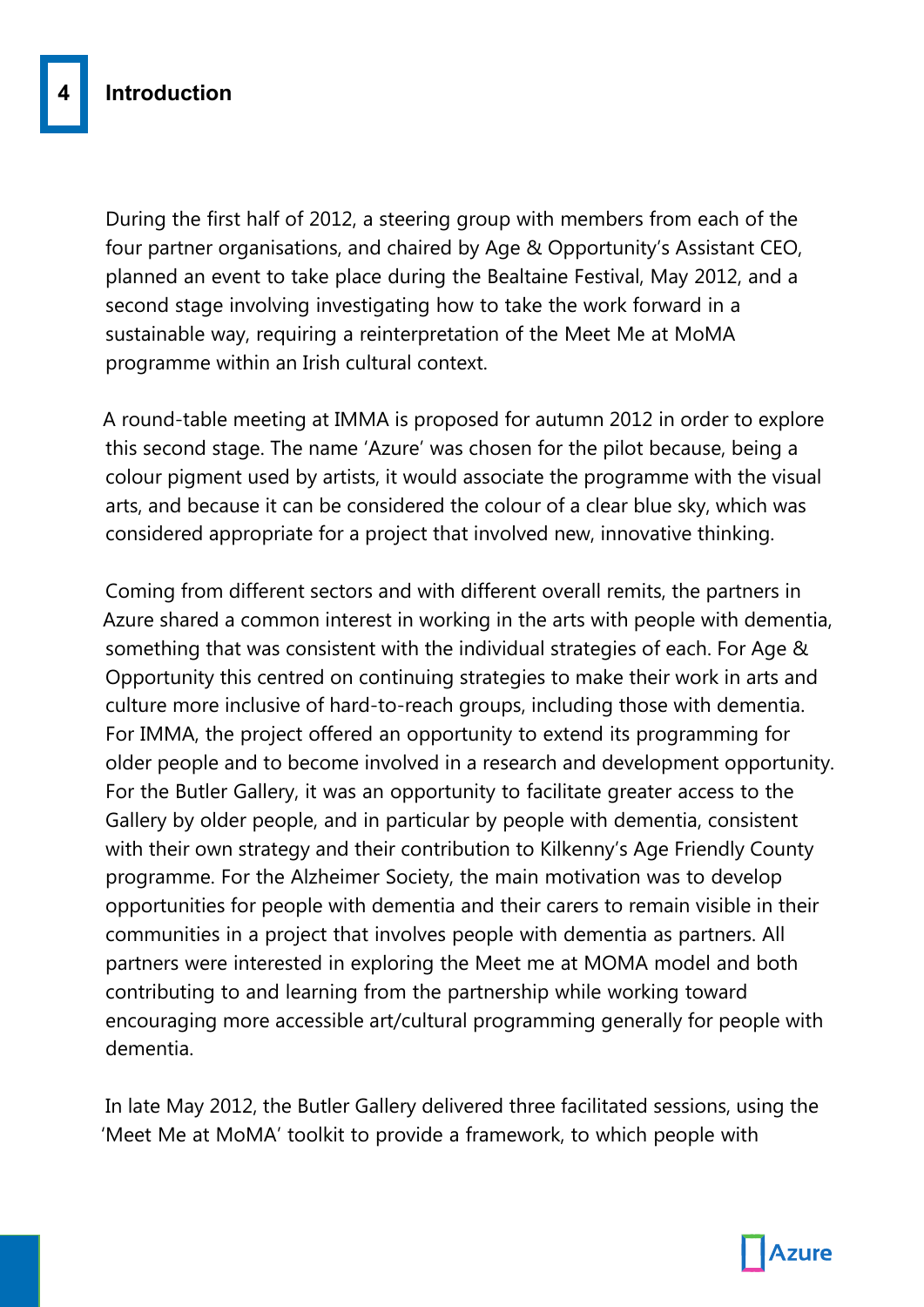# Introduction

During the first half of 2012, a steering group with members from each of the four partner organisations, and chaired by Age & Opportunity's Assistant CEO, planned an event to take place during the Bealtaine Festival, May 2012, and a second stage involving investigating how to take the work forward in a sustainable way, requiring a reinterpretation of the Meet Me at MoMA programme within an Irish cultural context.

A round-table meeting at IMMA is proposed for autumn 2012 in order to explore this second stage. The name 'Azure' was chosen for the pilot because, being a colour pigment used by artists, it would associate the programme with the visual arts, and because it can be considered the colour of a clear blue sky, which was considered appropriate for a project that involved new, innovative thinking.

Coming from different sectors and with different overall remits, the partners in Azure shared a common interest in working in the arts with people with dementia, something that was consistent with the individual strategies of each. For Age & Opportunity this centred on continuing strategies to make their work in arts and culture more inclusive of hard-to-reach groups, including those with dementia. For IMMA, the project offered an opportunity to extend its programming for older people and to become involved in a research and development opportunity. For the Butler Gallery, it was an opportunity to facilitate greater access to the Gallery by older people, and in particular by people with dementia, consistent with their own strategy and their contribution to Kilkenny's Age Friendly County programme. For the Alzheimer Society, the main motivation was to develop opportunities for people with dementia and their carers to remain visible in their communities in a project that involves people with dementia as partners. All partners were interested in exploring the Meet me at MOMA model and both contributing to and learning from the partnership while working toward encouraging more accessible art/cultural programming generally for people with dementia.

In late May 2012, the Butler Gallery delivered three facilitated sessions, using the 'Meet Me at MoMA' toolkit to provide a framework, to which people with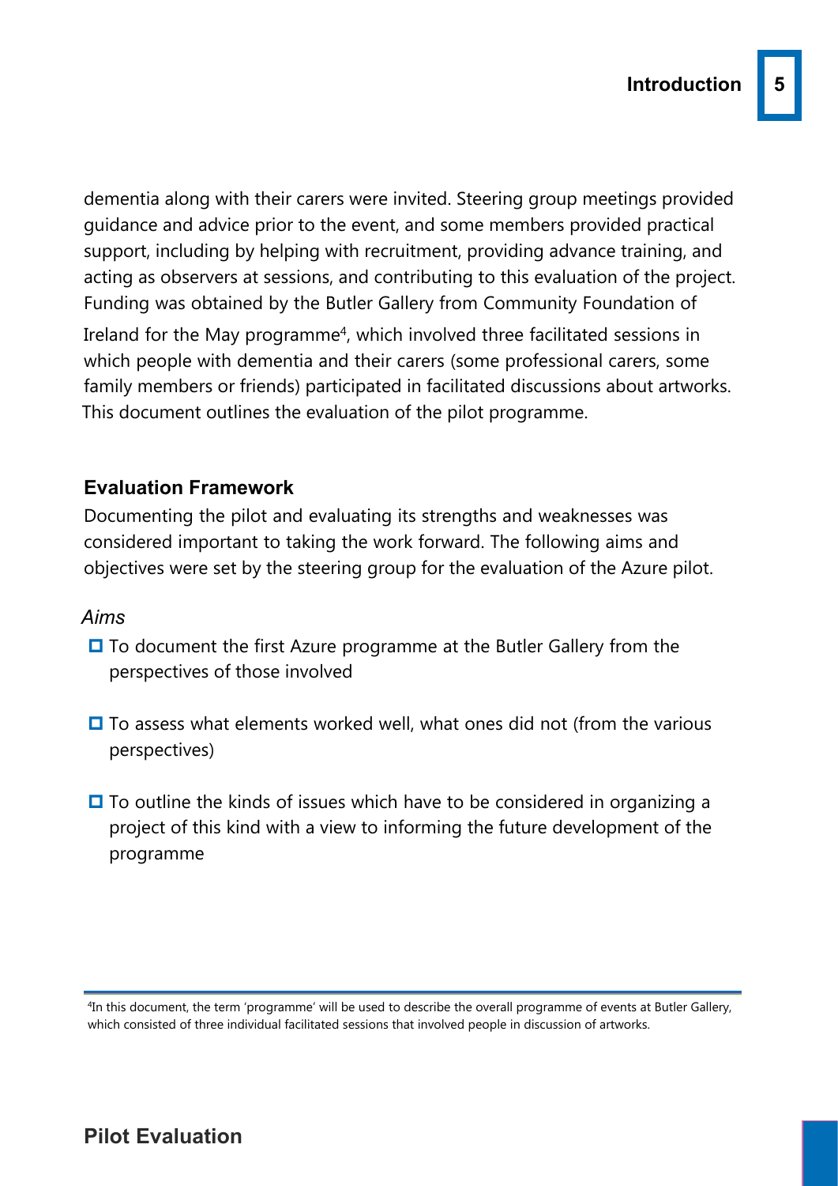dementia along with their carers were invited. Steering group meetings provided guidance and advice prior to the event, and some members provided practical support, including by helping with recruitment, providing advance training, and acting as observers at sessions, and contributing to this evaluation of the project. Funding was obtained by the Butler Gallery from Community Foundation of Ireland for the May programme[4], which involved three facilitated sessions in which people with dementia and their carers (some professional carers, some family members or friends) participated in facilitated discussions about artworks. This document outlines the evaluation of the pilot programme.

## Evaluation Framework

Documenting the pilot and evaluating its strengths and weaknesses was considered important to taking the work forward. The following aims and objectives were set by the steering group for the evaluation of the Azure pilot.

*Aims*

- To document the first Azure programme at the Butler Gallery from the perspectives of those involved
- To assess what elements worked well, what ones did not (from the various perspectives)
- To outline the kinds of issues which have to be considered in organizing a project of this kind with a view to informing the future development of the programme

[4]In this document, the term 'programme' will be used to describe the overall programme of events at Butler Gallery, which consisted of three individual facilitated sessions that involved people in discussion of artworks.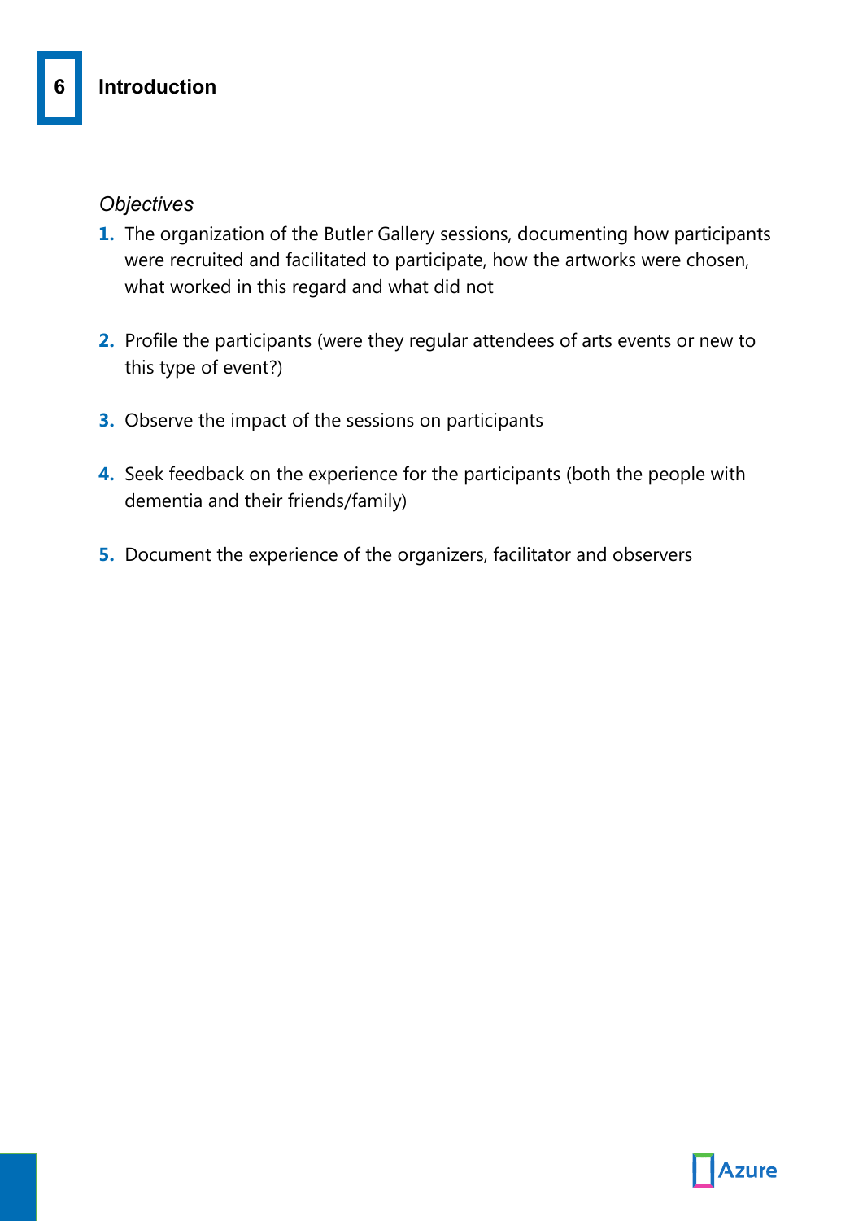*Objectives*

1. The organization of the Butler Gallery sessions, documenting how participants were recruited and facilitated to participate, how the artworks were chosen, what worked in this regard and what did not
2. Profile the participants (were they regular attendees of arts events or new to this type of event?)
3. Observe the impact of the sessions on participants
4. Seek feedback on the experience for the participants (both the people with dementia and their friends/family)
5. Document the experience of the organizers, facilitator and observers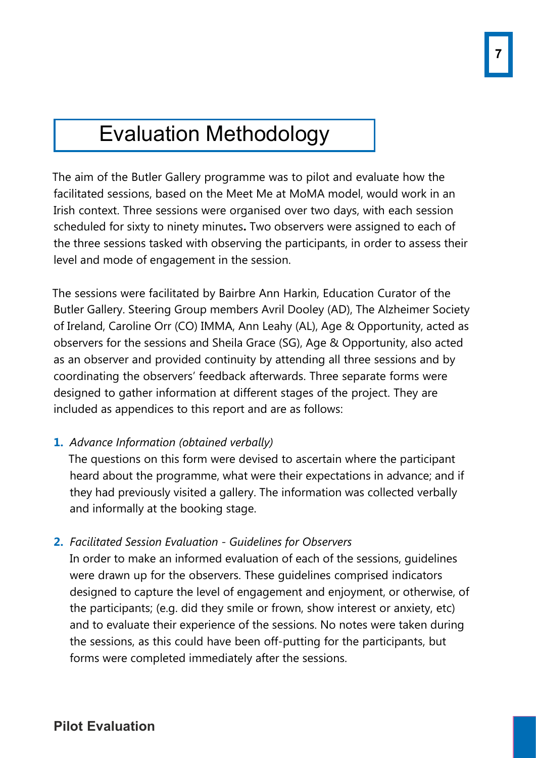# Evaluation Methodology

The aim of the Butler Gallery programme was to pilot and evaluate how the facilitated sessions, based on the Meet Me at MoMA model, would work in an Irish context. Three sessions were organised over two days, with each session scheduled for sixty to ninety minutes**.** Two observers were assigned to each of the three sessions tasked with observing the participants, in order to assess their level and mode of engagement in the session.

The sessions were facilitated by Bairbre Ann Harkin, Education Curator of the Butler Gallery. Steering Group members Avril Dooley (AD), The Alzheimer Society of Ireland, Caroline Orr (CO) IMMA, Ann Leahy (AL), Age & Opportunity, acted as observers for the sessions and Sheila Grace (SG), Age & Opportunity, also acted as an observer and provided continuity by attending all three sessions and by coordinating the observers' feedback afterwards. Three separate forms were designed to gather information at different stages of the project. They are included as appendices to this report and are as follows:

1. *Advance Information (obtained verbally)*
   The questions on this form were devised to ascertain where the participant heard about the programme, what were their expectations in advance; and if they had previously visited a gallery. The information was collected verbally and informally at the booking stage.

2. *Facilitated Session Evaluation - Guidelines for Observers*
   In order to make an informed evaluation of each of the sessions, guidelines were drawn up for the observers. These guidelines comprised indicators designed to capture the level of engagement and enjoyment, or otherwise, of the participants; (e.g. did they smile or frown, show interest or anxiety, etc) and to evaluate their experience of the sessions. No notes were taken during the sessions, as this could have been off-putting for the participants, but forms were completed immediately after the sessions.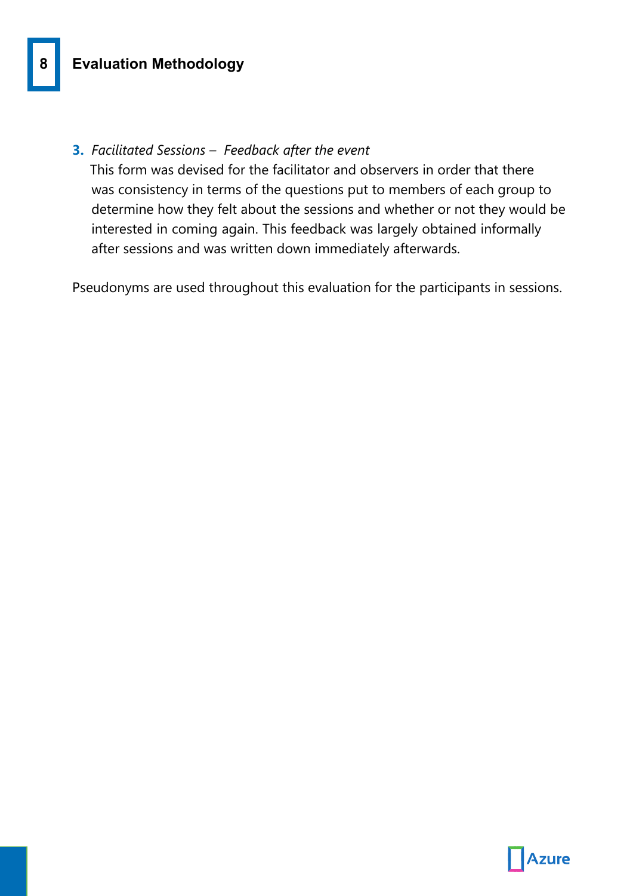## 8 Evaluation Methodology

3. *Facilitated Sessions – Feedback after the event*

   This form was devised for the facilitator and observers in order that there was consistency in terms of the questions put to members of each group to determine how they felt about the sessions and whether or not they would be interested in coming again. This feedback was largely obtained informally after sessions and was written down immediately afterwards.

Pseudonyms are used throughout this evaluation for the participants in sessions.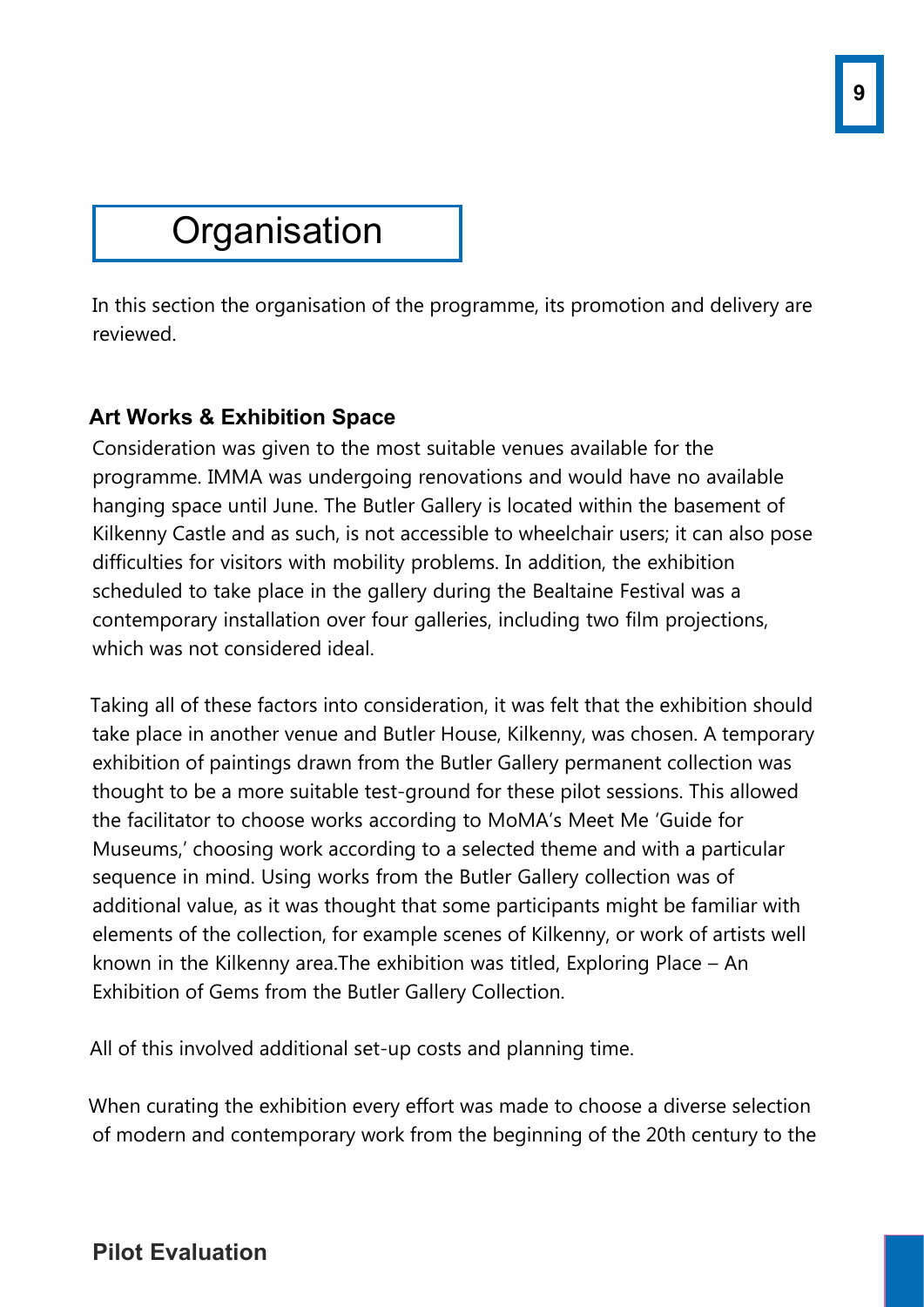# Organisation

In this section the organisation of the programme, its promotion and delivery are reviewed.

### Art Works & Exhibition Space

Consideration was given to the most suitable venues available for the programme. IMMA was undergoing renovations and would have no available hanging space until June. The Butler Gallery is located within the basement of Kilkenny Castle and as such, is not accessible to wheelchair users; it can also pose difficulties for visitors with mobility problems. In addition, the exhibition scheduled to take place in the gallery during the Bealtaine Festival was a contemporary installation over four galleries, including two film projections, which was not considered ideal.

Taking all of these factors into consideration, it was felt that the exhibition should take place in another venue and Butler House, Kilkenny, was chosen. A temporary exhibition of paintings drawn from the Butler Gallery permanent collection was thought to be a more suitable test-ground for these pilot sessions. This allowed the facilitator to choose works according to MoMA's Meet Me 'Guide for Museums,' choosing work according to a selected theme and with a particular sequence in mind. Using works from the Butler Gallery collection was of additional value, as it was thought that some participants might be familiar with elements of the collection, for example scenes of Kilkenny, or work of artists well known in the Kilkenny area.The exhibition was titled, Exploring Place – An Exhibition of Gems from the Butler Gallery Collection.

All of this involved additional set-up costs and planning time.

When curating the exhibition every effort was made to choose a diverse selection of modern and contemporary work from the beginning of the 20th century to the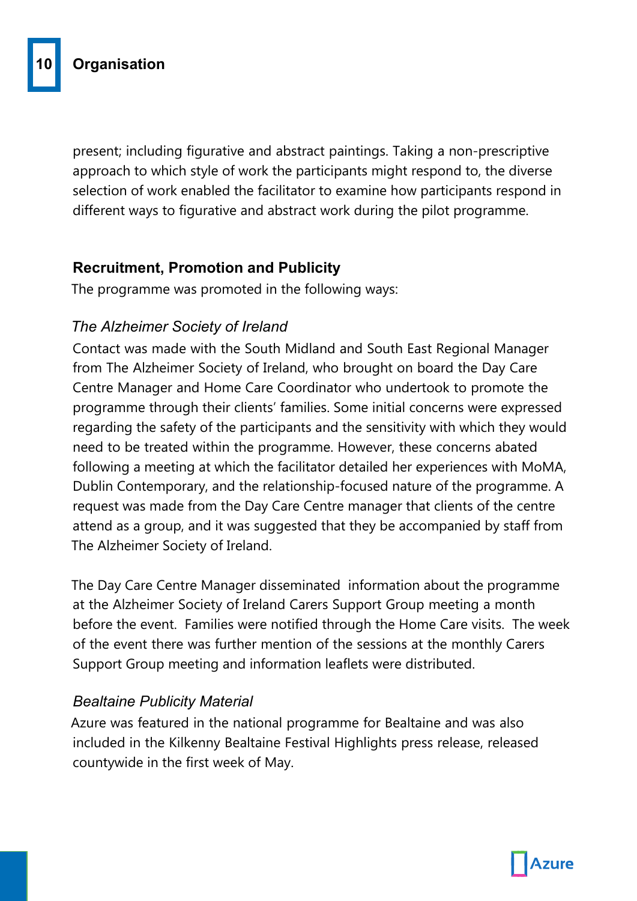present; including figurative and abstract paintings. Taking a non-prescriptive approach to which style of work the participants might respond to, the diverse selection of work enabled the facilitator to examine how participants respond in different ways to figurative and abstract work during the pilot programme.

## Recruitment, Promotion and Publicity

The programme was promoted in the following ways:

### *The Alzheimer Society of Ireland*

Contact was made with the South Midland and South East Regional Manager from The Alzheimer Society of Ireland, who brought on board the Day Care Centre Manager and Home Care Coordinator who undertook to promote the programme through their clients' families. Some initial concerns were expressed regarding the safety of the participants and the sensitivity with which they would need to be treated within the programme. However, these concerns abated following a meeting at which the facilitator detailed her experiences with MoMA, Dublin Contemporary, and the relationship-focused nature of the programme. A request was made from the Day Care Centre manager that clients of the centre attend as a group, and it was suggested that they be accompanied by staff from The Alzheimer Society of Ireland.

The Day Care Centre Manager disseminated information about the programme at the Alzheimer Society of Ireland Carers Support Group meeting a month before the event. Families were notified through the Home Care visits. The week of the event there was further mention of the sessions at the monthly Carers Support Group meeting and information leaflets were distributed.

### *Bealtaine Publicity Material*

Azure was featured in the national programme for Bealtaine and was also included in the Kilkenny Bealtaine Festival Highlights press release, released countywide in the first week of May.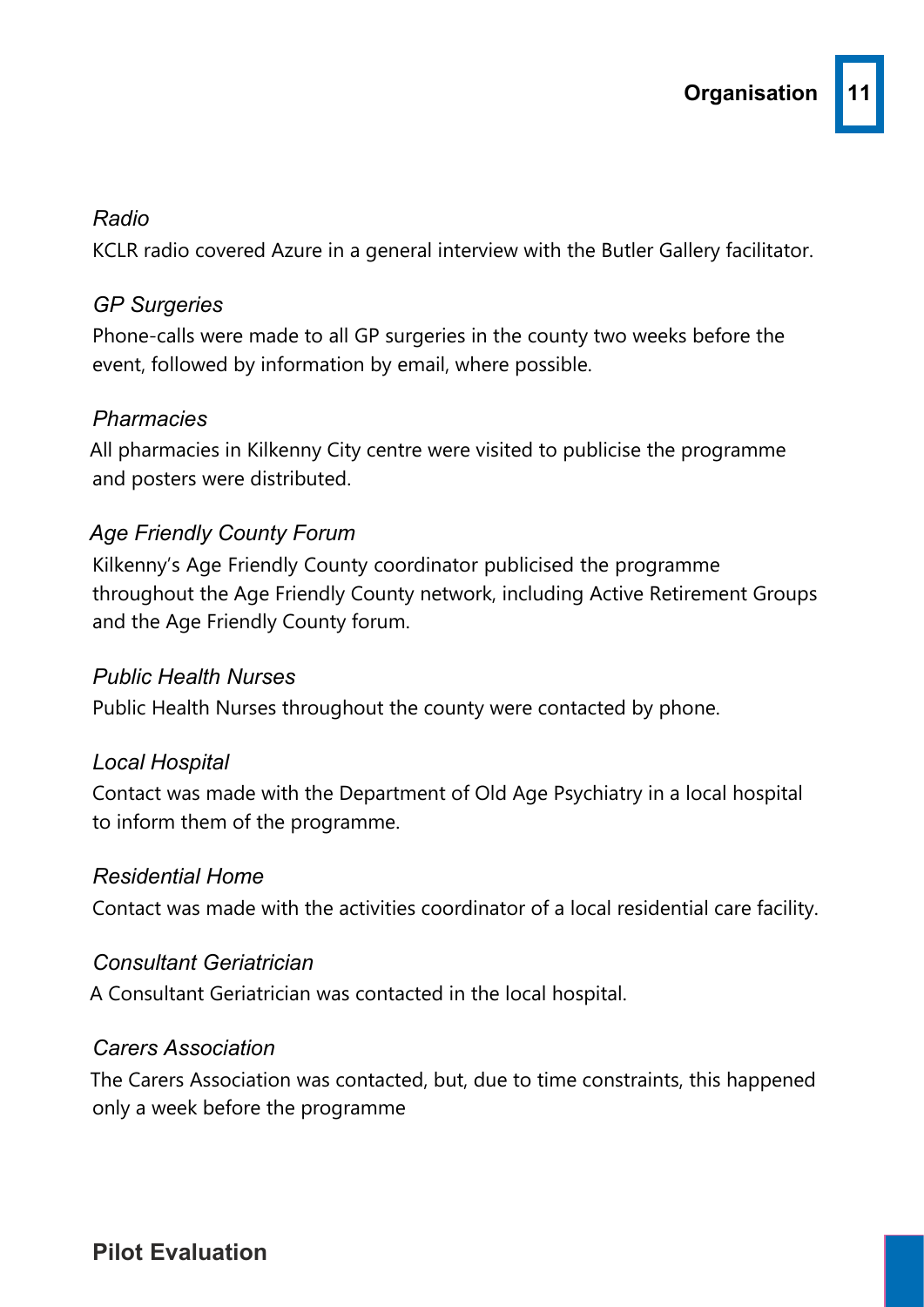*Radio*

KCLR radio covered Azure in a general interview with the Butler Gallery facilitator.

*GP Surgeries*

Phone-calls were made to all GP surgeries in the county two weeks before the event, followed by information by email, where possible.

*Pharmacies*

All pharmacies in Kilkenny City centre were visited to publicise the programme and posters were distributed.

*Age Friendly County Forum*

Kilkenny's Age Friendly County coordinator publicised the programme throughout the Age Friendly County network, including Active Retirement Groups and the Age Friendly County forum.

*Public Health Nurses*

Public Health Nurses throughout the county were contacted by phone.

*Local Hospital*

Contact was made with the Department of Old Age Psychiatry in a local hospital to inform them of the programme.

*Residential Home*

Contact was made with the activities coordinator of a local residential care facility.

*Consultant Geriatrician*

A Consultant Geriatrician was contacted in the local hospital.

*Carers Association*

The Carers Association was contacted, but, due to time constraints, this happened only a week before the programme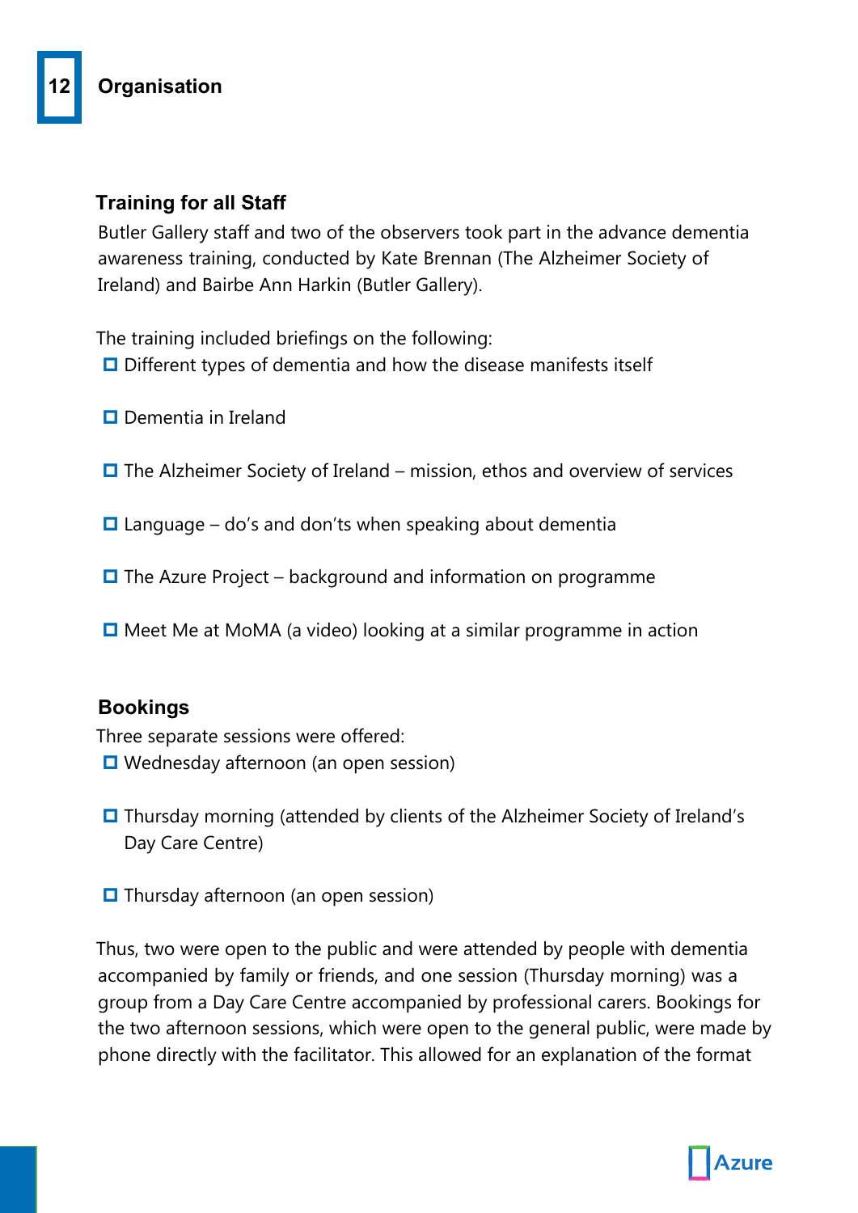## Organisation

### Training for all Staff

Butler Gallery staff and two of the observers took part in the advance dementia awareness training, conducted by Kate Brennan (The Alzheimer Society of Ireland) and Bairbe Ann Harkin (Butler Gallery).

The training included briefings on the following:

- Different types of dementia and how the disease manifests itself
- Dementia in Ireland
- The Alzheimer Society of Ireland – mission, ethos and overview of services
- Language – do's and don'ts when speaking about dementia
- The Azure Project – background and information on programme
- Meet Me at MoMA (a video) looking at a similar programme in action

### Bookings

Three separate sessions were offered:

- Wednesday afternoon (an open session)
- Thursday morning (attended by clients of the Alzheimer Society of Ireland's Day Care Centre)
- Thursday afternoon (an open session)

Thus, two were open to the public and were attended by people with dementia accompanied by family or friends, and one session (Thursday morning) was a group from a Day Care Centre accompanied by professional carers. Bookings for the two afternoon sessions, which were open to the general public, were made by phone directly with the facilitator. This allowed for an explanation of the format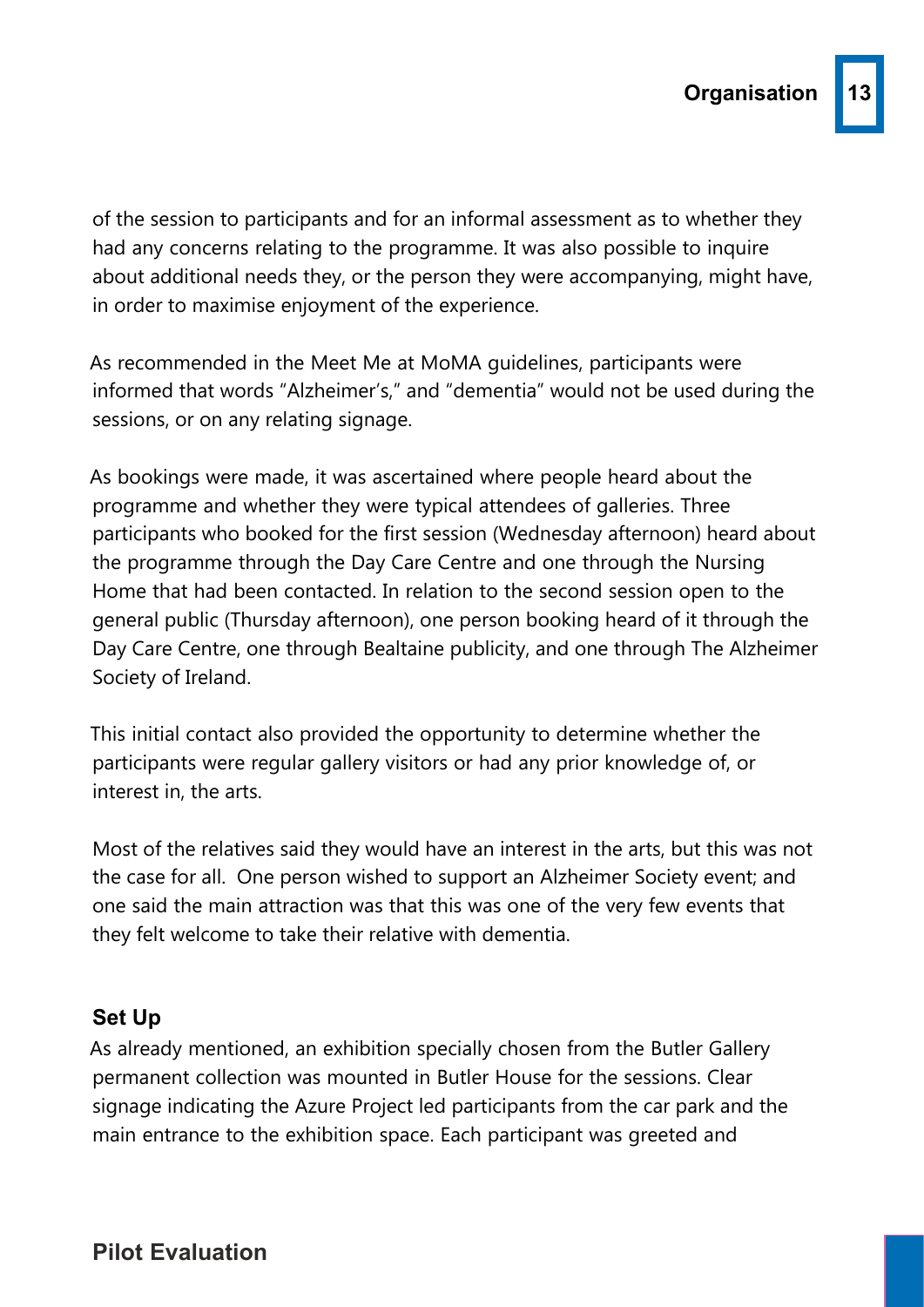of the session to participants and for an informal assessment as to whether they had any concerns relating to the programme. It was also possible to inquire about additional needs they, or the person they were accompanying, might have, in order to maximise enjoyment of the experience.

As recommended in the Meet Me at MoMA guidelines, participants were informed that words "Alzheimer's," and "dementia" would not be used during the sessions, or on any relating signage.

As bookings were made, it was ascertained where people heard about the programme and whether they were typical attendees of galleries. Three participants who booked for the first session (Wednesday afternoon) heard about the programme through the Day Care Centre and one through the Nursing Home that had been contacted. In relation to the second session open to the general public (Thursday afternoon), one person booking heard of it through the Day Care Centre, one through Bealtaine publicity, and one through The Alzheimer Society of Ireland.

This initial contact also provided the opportunity to determine whether the participants were regular gallery visitors or had any prior knowledge of, or interest in, the arts.

Most of the relatives said they would have an interest in the arts, but this was not the case for all. One person wished to support an Alzheimer Society event; and one said the main attraction was that this was one of the very few events that they felt welcome to take their relative with dementia.

### Set Up

As already mentioned, an exhibition specially chosen from the Butler Gallery permanent collection was mounted in Butler House for the sessions. Clear signage indicating the Azure Project led participants from the car park and the main entrance to the exhibition space. Each participant was greeted and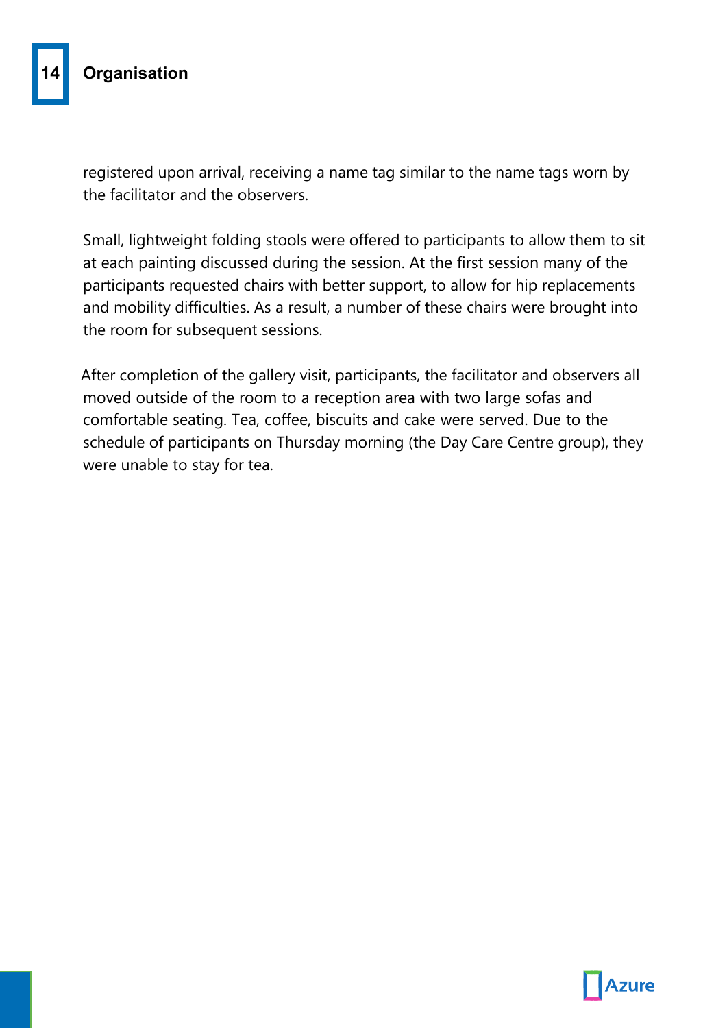registered upon arrival, receiving a name tag similar to the name tags worn by the facilitator and the observers.

Small, lightweight folding stools were offered to participants to allow them to sit at each painting discussed during the session. At the first session many of the participants requested chairs with better support, to allow for hip replacements and mobility difficulties. As a result, a number of these chairs were brought into the room for subsequent sessions.

After completion of the gallery visit, participants, the facilitator and observers all moved outside of the room to a reception area with two large sofas and comfortable seating. Tea, coffee, biscuits and cake were served. Due to the schedule of participants on Thursday morning (the Day Care Centre group), they were unable to stay for tea.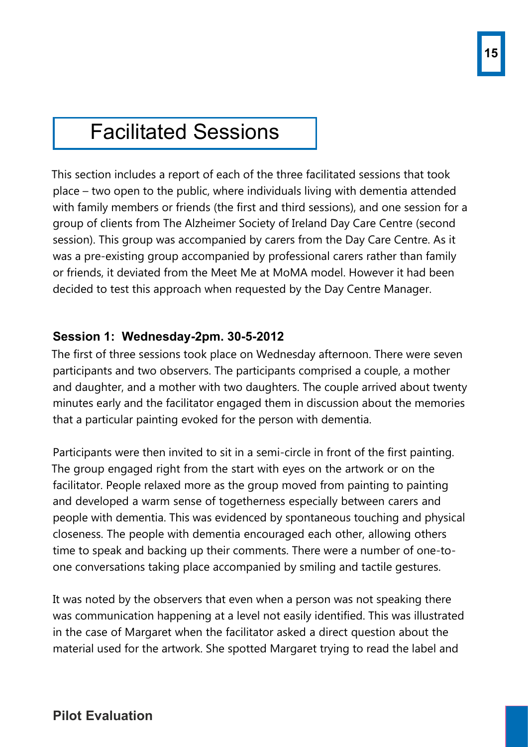# Facilitated Sessions

This section includes a report of each of the three facilitated sessions that took place – two open to the public, where individuals living with dementia attended with family members or friends (the first and third sessions), and one session for a group of clients from The Alzheimer Society of Ireland Day Care Centre (second session). This group was accompanied by carers from the Day Care Centre. As it was a pre-existing group accompanied by professional carers rather than family or friends, it deviated from the Meet Me at MoMA model. However it had been decided to test this approach when requested by the Day Centre Manager.

### Session 1: Wednesday-2pm. 30-5-2012

The first of three sessions took place on Wednesday afternoon. There were seven participants and two observers. The participants comprised a couple, a mother and daughter, and a mother with two daughters. The couple arrived about twenty minutes early and the facilitator engaged them in discussion about the memories that a particular painting evoked for the person with dementia.

Participants were then invited to sit in a semi-circle in front of the first painting. The group engaged right from the start with eyes on the artwork or on the facilitator. People relaxed more as the group moved from painting to painting and developed a warm sense of togetherness especially between carers and people with dementia. This was evidenced by spontaneous touching and physical closeness. The people with dementia encouraged each other, allowing others time to speak and backing up their comments. There were a number of one-to-one conversations taking place accompanied by smiling and tactile gestures.

It was noted by the observers that even when a person was not speaking there was communication happening at a level not easily identified. This was illustrated in the case of Margaret when the facilitator asked a direct question about the material used for the artwork. She spotted Margaret trying to read the label and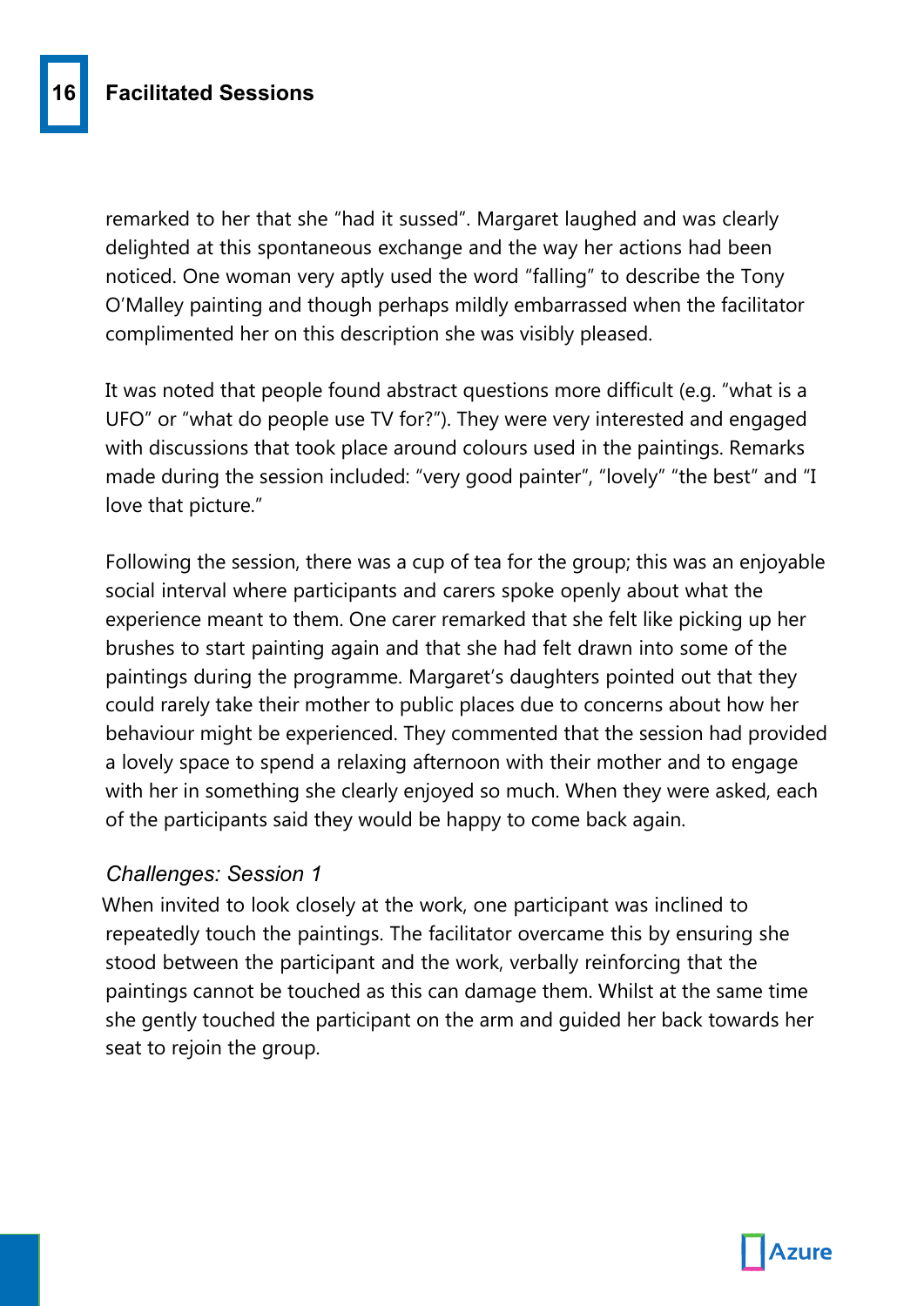remarked to her that she "had it sussed". Margaret laughed and was clearly delighted at this spontaneous exchange and the way her actions had been noticed. One woman very aptly used the word "falling" to describe the Tony O'Malley painting and though perhaps mildly embarrassed when the facilitator complimented her on this description she was visibly pleased.

It was noted that people found abstract questions more difficult (e.g. "what is a UFO" or "what do people use TV for?"). They were very interested and engaged with discussions that took place around colours used in the paintings. Remarks made during the session included: "very good painter", "lovely" "the best" and "I love that picture."

Following the session, there was a cup of tea for the group; this was an enjoyable social interval where participants and carers spoke openly about what the experience meant to them. One carer remarked that she felt like picking up her brushes to start painting again and that she had felt drawn into some of the paintings during the programme. Margaret's daughters pointed out that they could rarely take their mother to public places due to concerns about how her behaviour might be experienced. They commented that the session had provided a lovely space to spend a relaxing afternoon with their mother and to engage with her in something she clearly enjoyed so much. When they were asked, each of the participants said they would be happy to come back again.

### *Challenges: Session 1*

When invited to look closely at the work, one participant was inclined to repeatedly touch the paintings. The facilitator overcame this by ensuring she stood between the participant and the work, verbally reinforcing that the paintings cannot be touched as this can damage them. Whilst at the same time she gently touched the participant on the arm and guided her back towards her seat to rejoin the group.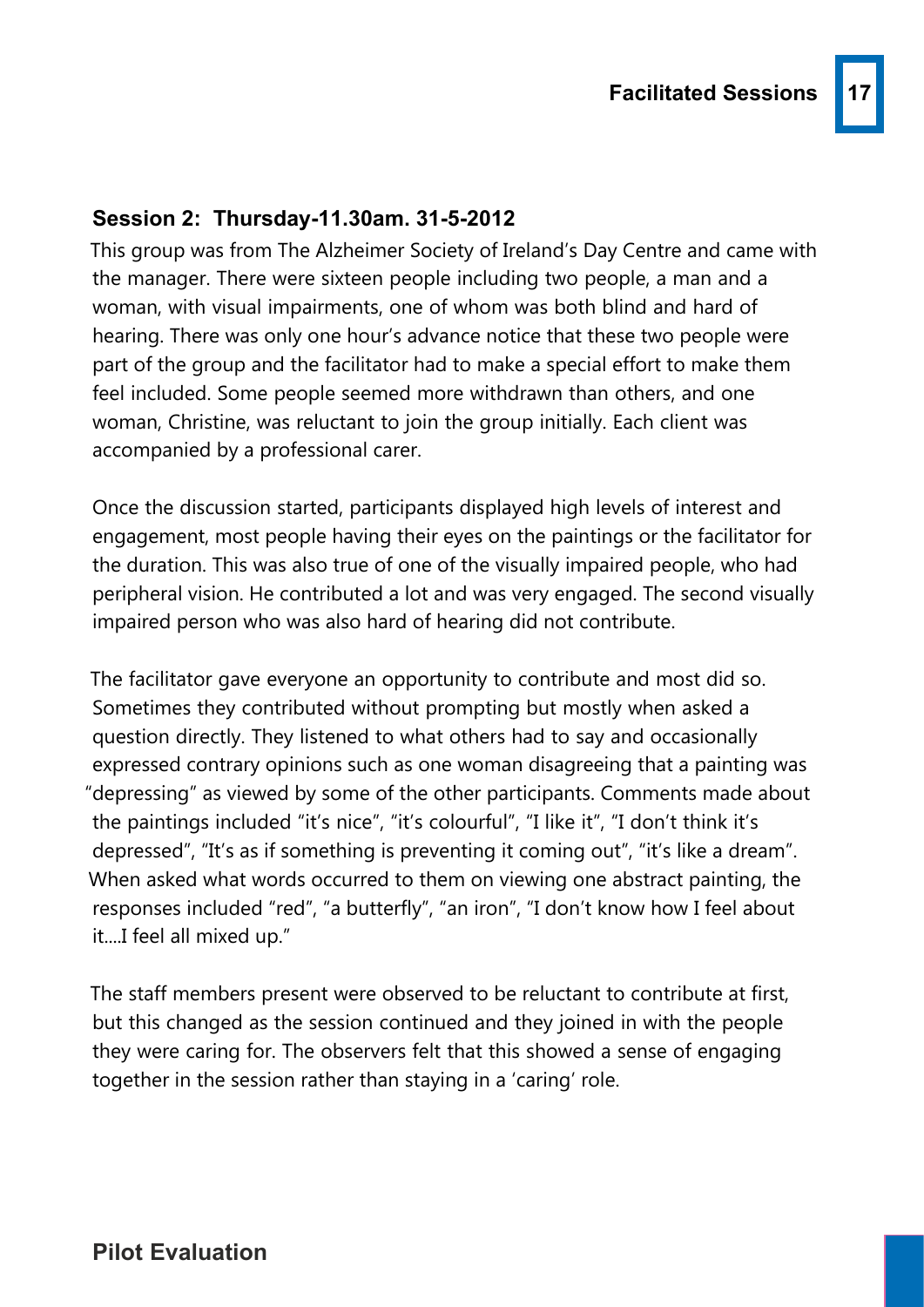### Session 2: Thursday-11.30am. 31-5-2012

This group was from The Alzheimer Society of Ireland's Day Centre and came with the manager. There were sixteen people including two people, a man and a woman, with visual impairments, one of whom was both blind and hard of hearing. There was only one hour's advance notice that these two people were part of the group and the facilitator had to make a special effort to make them feel included. Some people seemed more withdrawn than others, and one woman, Christine, was reluctant to join the group initially. Each client was accompanied by a professional carer.

Once the discussion started, participants displayed high levels of interest and engagement, most people having their eyes on the paintings or the facilitator for the duration. This was also true of one of the visually impaired people, who had peripheral vision. He contributed a lot and was very engaged. The second visually impaired person who was also hard of hearing did not contribute.

The facilitator gave everyone an opportunity to contribute and most did so. Sometimes they contributed without prompting but mostly when asked a question directly. They listened to what others had to say and occasionally expressed contrary opinions such as one woman disagreeing that a painting was "depressing" as viewed by some of the other participants. Comments made about the paintings included "it's nice", "it's colourful", "I like it", "I don't think it's depressed", "It's as if something is preventing it coming out", "it's like a dream". When asked what words occurred to them on viewing one abstract painting, the responses included "red", "a butterfly", "an iron", "I don't know how I feel about it....I feel all mixed up."

The staff members present were observed to be reluctant to contribute at first, but this changed as the session continued and they joined in with the people they were caring for. The observers felt that this showed a sense of engaging together in the session rather than staying in a 'caring' role.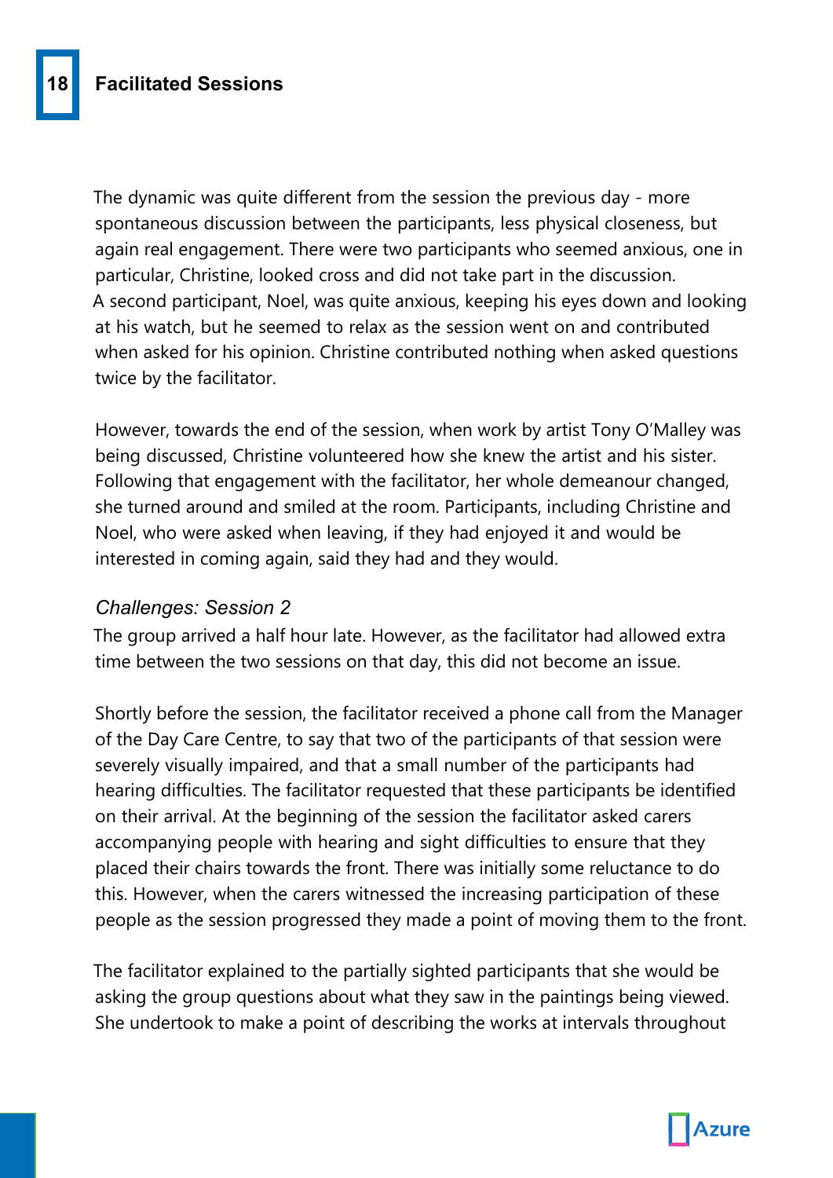The dynamic was quite different from the session the previous day - more spontaneous discussion between the participants, less physical closeness, but again real engagement. There were two participants who seemed anxious, one in particular, Christine, looked cross and did not take part in the discussion. A second participant, Noel, was quite anxious, keeping his eyes down and looking at his watch, but he seemed to relax as the session went on and contributed when asked for his opinion. Christine contributed nothing when asked questions twice by the facilitator.

However, towards the end of the session, when work by artist Tony O'Malley was being discussed, Christine volunteered how she knew the artist and his sister. Following that engagement with the facilitator, her whole demeanour changed, she turned around and smiled at the room. Participants, including Christine and Noel, who were asked when leaving, if they had enjoyed it and would be interested in coming again, said they had and they would.

### *Challenges: Session 2*

The group arrived a half hour late. However, as the facilitator had allowed extra time between the two sessions on that day, this did not become an issue.

Shortly before the session, the facilitator received a phone call from the Manager of the Day Care Centre, to say that two of the participants of that session were severely visually impaired, and that a small number of the participants had hearing difficulties. The facilitator requested that these participants be identified on their arrival. At the beginning of the session the facilitator asked carers accompanying people with hearing and sight difficulties to ensure that they placed their chairs towards the front. There was initially some reluctance to do this. However, when the carers witnessed the increasing participation of these people as the session progressed they made a point of moving them to the front.

The facilitator explained to the partially sighted participants that she would be asking the group questions about what they saw in the paintings being viewed. She undertook to make a point of describing the works at intervals throughout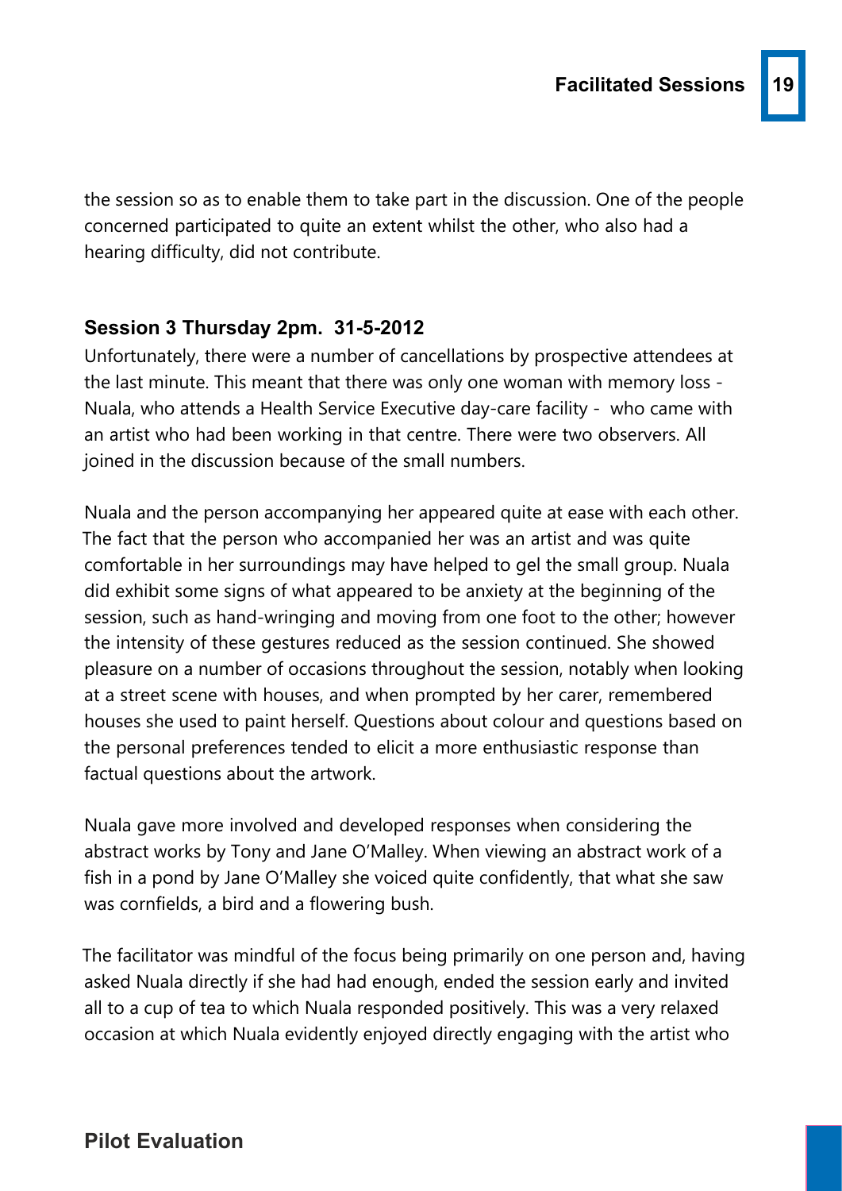the session so as to enable them to take part in the discussion. One of the people concerned participated to quite an extent whilst the other, who also had a hearing difficulty, did not contribute.

### Session 3 Thursday 2pm. 31-5-2012

Unfortunately, there were a number of cancellations by prospective attendees at the last minute. This meant that there was only one woman with memory loss - Nuala, who attends a Health Service Executive day-care facility - who came with an artist who had been working in that centre. There were two observers. All joined in the discussion because of the small numbers.

Nuala and the person accompanying her appeared quite at ease with each other. The fact that the person who accompanied her was an artist and was quite comfortable in her surroundings may have helped to gel the small group. Nuala did exhibit some signs of what appeared to be anxiety at the beginning of the session, such as hand-wringing and moving from one foot to the other; however the intensity of these gestures reduced as the session continued. She showed pleasure on a number of occasions throughout the session, notably when looking at a street scene with houses, and when prompted by her carer, remembered houses she used to paint herself. Questions about colour and questions based on the personal preferences tended to elicit a more enthusiastic response than factual questions about the artwork.

Nuala gave more involved and developed responses when considering the abstract works by Tony and Jane O'Malley. When viewing an abstract work of a fish in a pond by Jane O'Malley she voiced quite confidently, that what she saw was cornfields, a bird and a flowering bush.

The facilitator was mindful of the focus being primarily on one person and, having asked Nuala directly if she had had enough, ended the session early and invited all to a cup of tea to which Nuala responded positively. This was a very relaxed occasion at which Nuala evidently enjoyed directly engaging with the artist who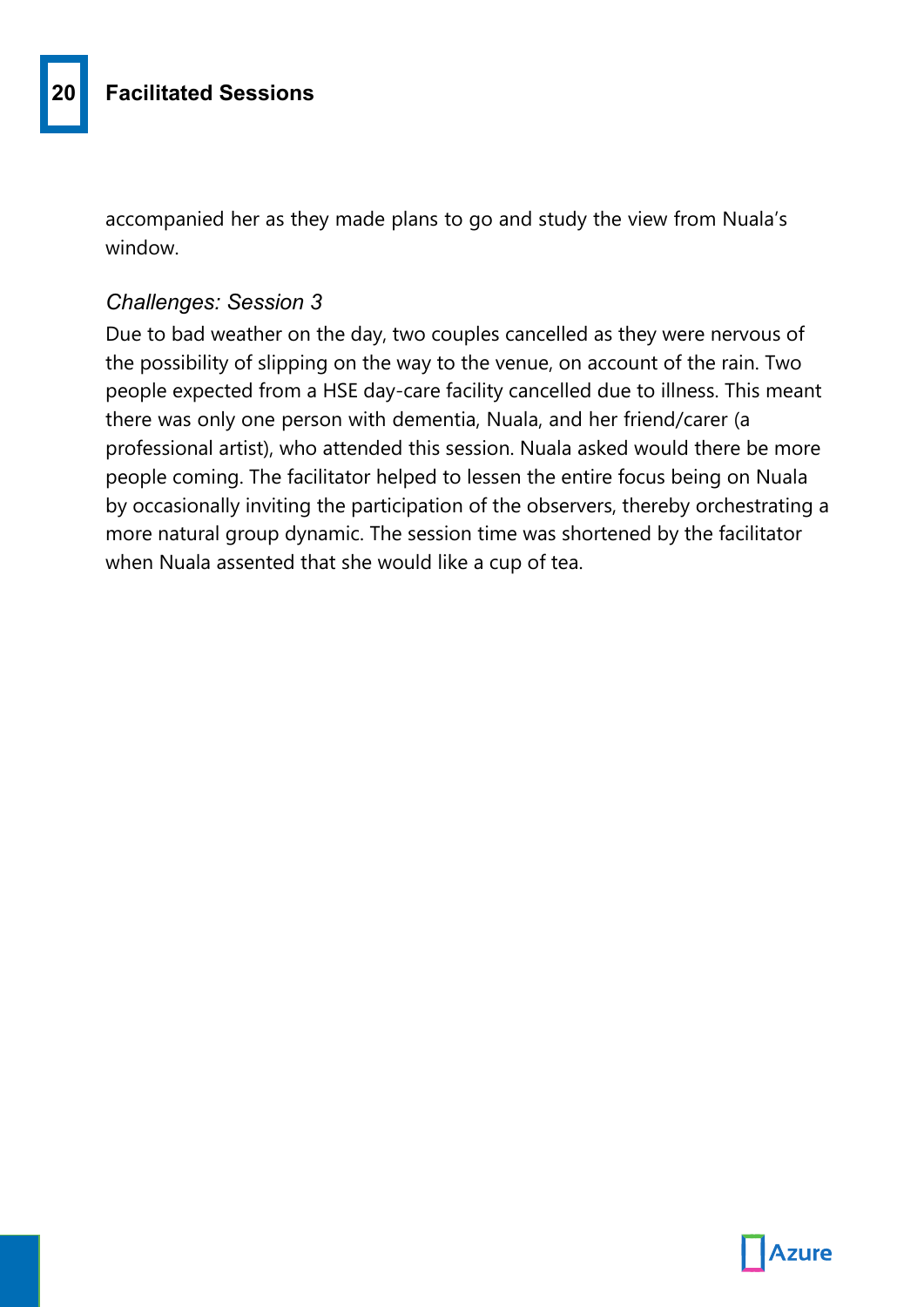accompanied her as they made plans to go and study the view from Nuala's window.

### *Challenges: Session 3*

Due to bad weather on the day, two couples cancelled as they were nervous of the possibility of slipping on the way to the venue, on account of the rain. Two people expected from a HSE day-care facility cancelled due to illness. This meant there was only one person with dementia, Nuala, and her friend/carer (a professional artist), who attended this session. Nuala asked would there be more people coming. The facilitator helped to lessen the entire focus being on Nuala by occasionally inviting the participation of the observers, thereby orchestrating a more natural group dynamic. The session time was shortened by the facilitator when Nuala assented that she would like a cup of tea.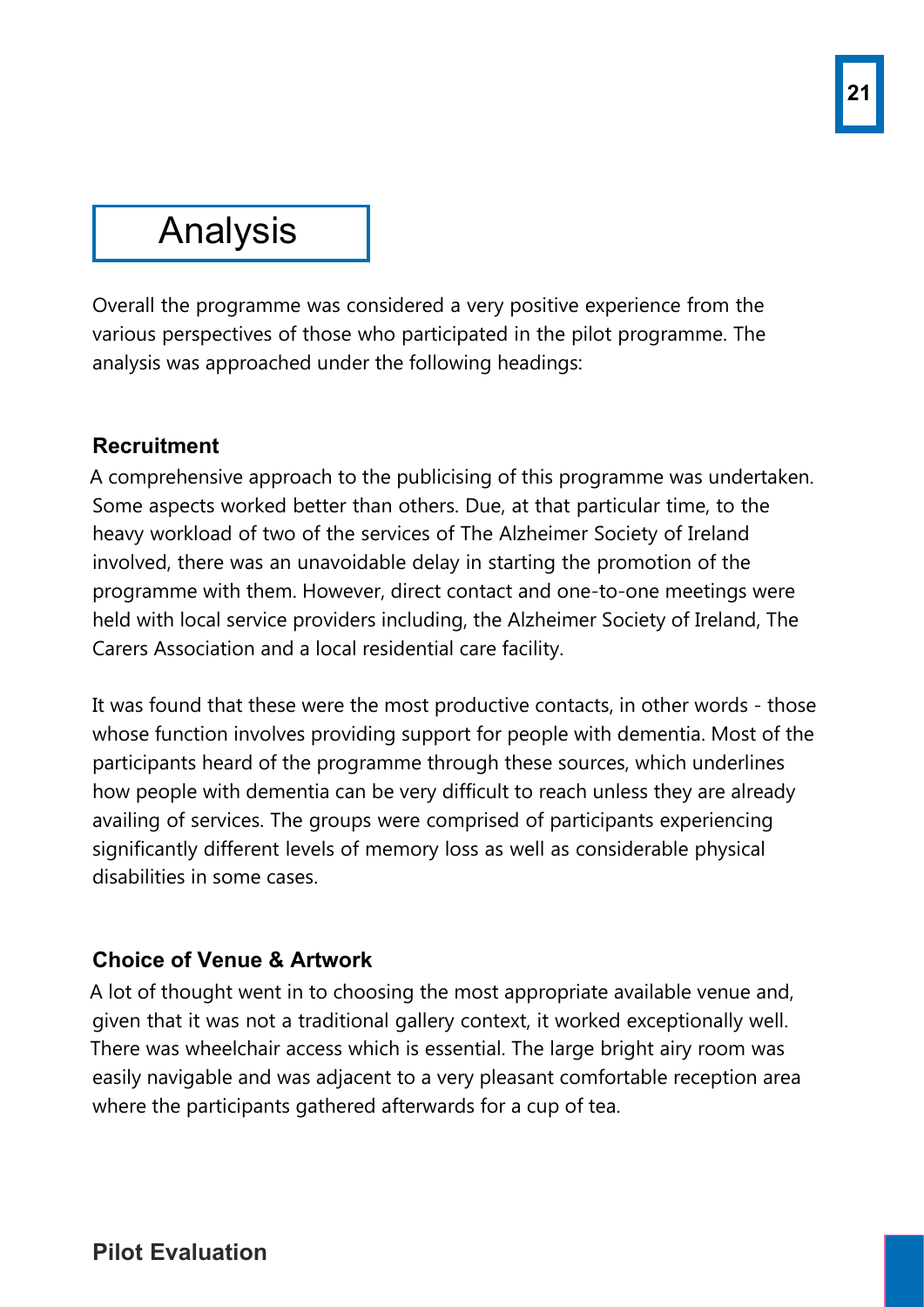# Analysis

Overall the programme was considered a very positive experience from the various perspectives of those who participated in the pilot programme. The analysis was approached under the following headings:

### Recruitment

A comprehensive approach to the publicising of this programme was undertaken. Some aspects worked better than others. Due, at that particular time, to the heavy workload of two of the services of The Alzheimer Society of Ireland involved, there was an unavoidable delay in starting the promotion of the programme with them. However, direct contact and one-to-one meetings were held with local service providers including, the Alzheimer Society of Ireland, The Carers Association and a local residential care facility.

It was found that these were the most productive contacts, in other words - those whose function involves providing support for people with dementia. Most of the participants heard of the programme through these sources, which underlines how people with dementia can be very difficult to reach unless they are already availing of services. The groups were comprised of participants experiencing significantly different levels of memory loss as well as considerable physical disabilities in some cases.

### Choice of Venue & Artwork

A lot of thought went in to choosing the most appropriate available venue and, given that it was not a traditional gallery context, it worked exceptionally well. There was wheelchair access which is essential. The large bright airy room was easily navigable and was adjacent to a very pleasant comfortable reception area where the participants gathered afterwards for a cup of tea.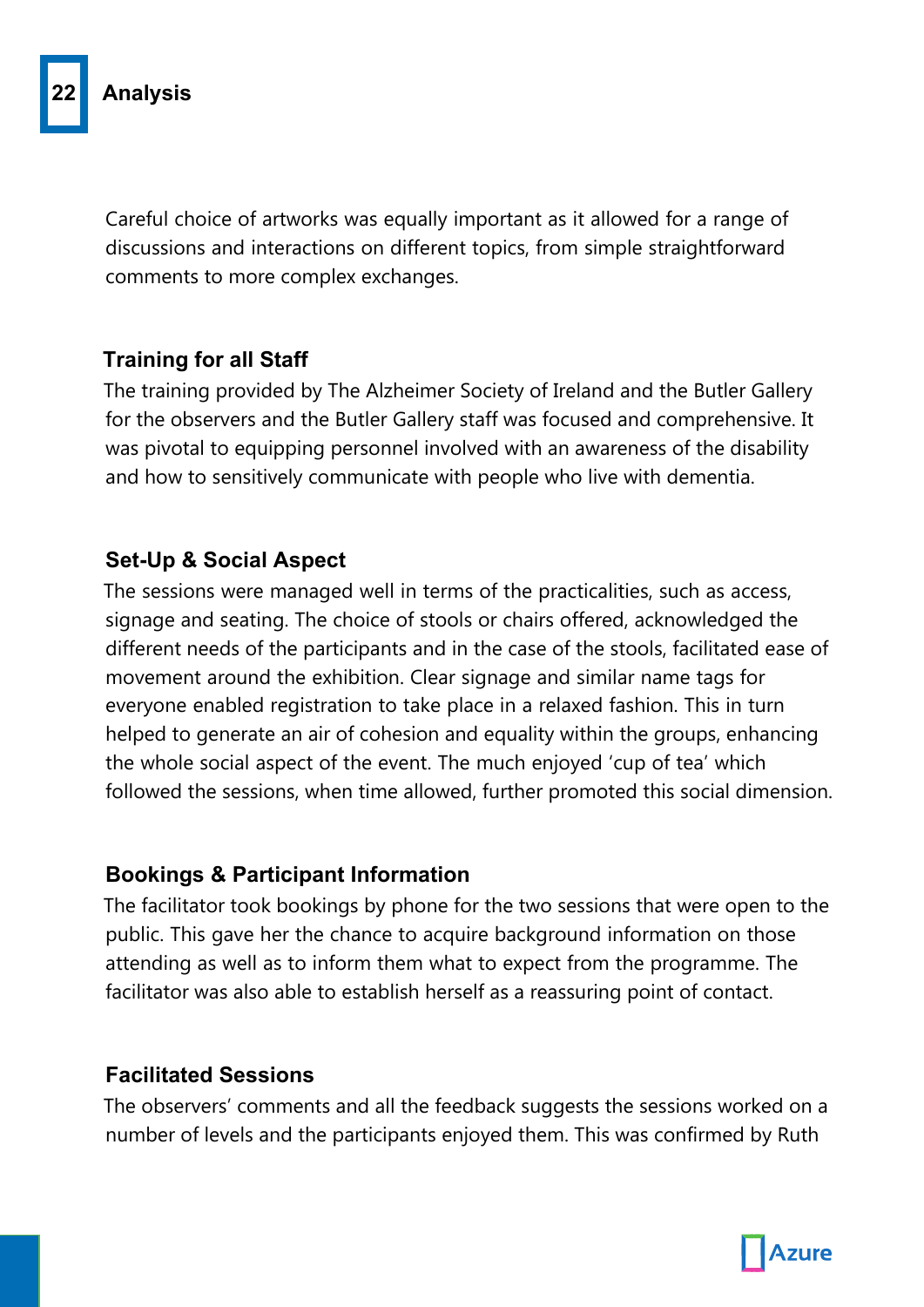Careful choice of artworks was equally important as it allowed for a range of discussions and interactions on different topics, from simple straightforward comments to more complex exchanges.

### Training for all Staff

The training provided by The Alzheimer Society of Ireland and the Butler Gallery for the observers and the Butler Gallery staff was focused and comprehensive. It was pivotal to equipping personnel involved with an awareness of the disability and how to sensitively communicate with people who live with dementia.

### Set-Up & Social Aspect

The sessions were managed well in terms of the practicalities, such as access, signage and seating. The choice of stools or chairs offered, acknowledged the different needs of the participants and in the case of the stools, facilitated ease of movement around the exhibition. Clear signage and similar name tags for everyone enabled registration to take place in a relaxed fashion. This in turn helped to generate an air of cohesion and equality within the groups, enhancing the whole social aspect of the event. The much enjoyed 'cup of tea' which followed the sessions, when time allowed, further promoted this social dimension.

### Bookings & Participant Information

The facilitator took bookings by phone for the two sessions that were open to the public. This gave her the chance to acquire background information on those attending as well as to inform them what to expect from the programme. The facilitator was also able to establish herself as a reassuring point of contact.

### Facilitated Sessions

The observers' comments and all the feedback suggests the sessions worked on a number of levels and the participants enjoyed them. This was confirmed by Ruth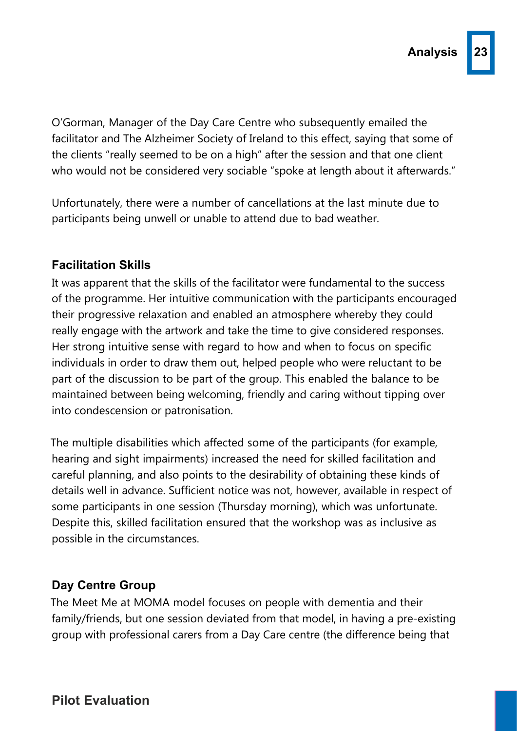O'Gorman, Manager of the Day Care Centre who subsequently emailed the facilitator and The Alzheimer Society of Ireland to this effect, saying that some of the clients "really seemed to be on a high" after the session and that one client who would not be considered very sociable "spoke at length about it afterwards."

Unfortunately, there were a number of cancellations at the last minute due to participants being unwell or unable to attend due to bad weather.

### Facilitation Skills

It was apparent that the skills of the facilitator were fundamental to the success of the programme. Her intuitive communication with the participants encouraged their progressive relaxation and enabled an atmosphere whereby they could really engage with the artwork and take the time to give considered responses. Her strong intuitive sense with regard to how and when to focus on specific individuals in order to draw them out, helped people who were reluctant to be part of the discussion to be part of the group. This enabled the balance to be maintained between being welcoming, friendly and caring without tipping over into condescension or patronisation.

The multiple disabilities which affected some of the participants (for example, hearing and sight impairments) increased the need for skilled facilitation and careful planning, and also points to the desirability of obtaining these kinds of details well in advance. Sufficient notice was not, however, available in respect of some participants in one session (Thursday morning), which was unfortunate. Despite this, skilled facilitation ensured that the workshop was as inclusive as possible in the circumstances.

### Day Centre Group

The Meet Me at MOMA model focuses on people with dementia and their family/friends, but one session deviated from that model, in having a pre-existing group with professional carers from a Day Care centre (the difference being that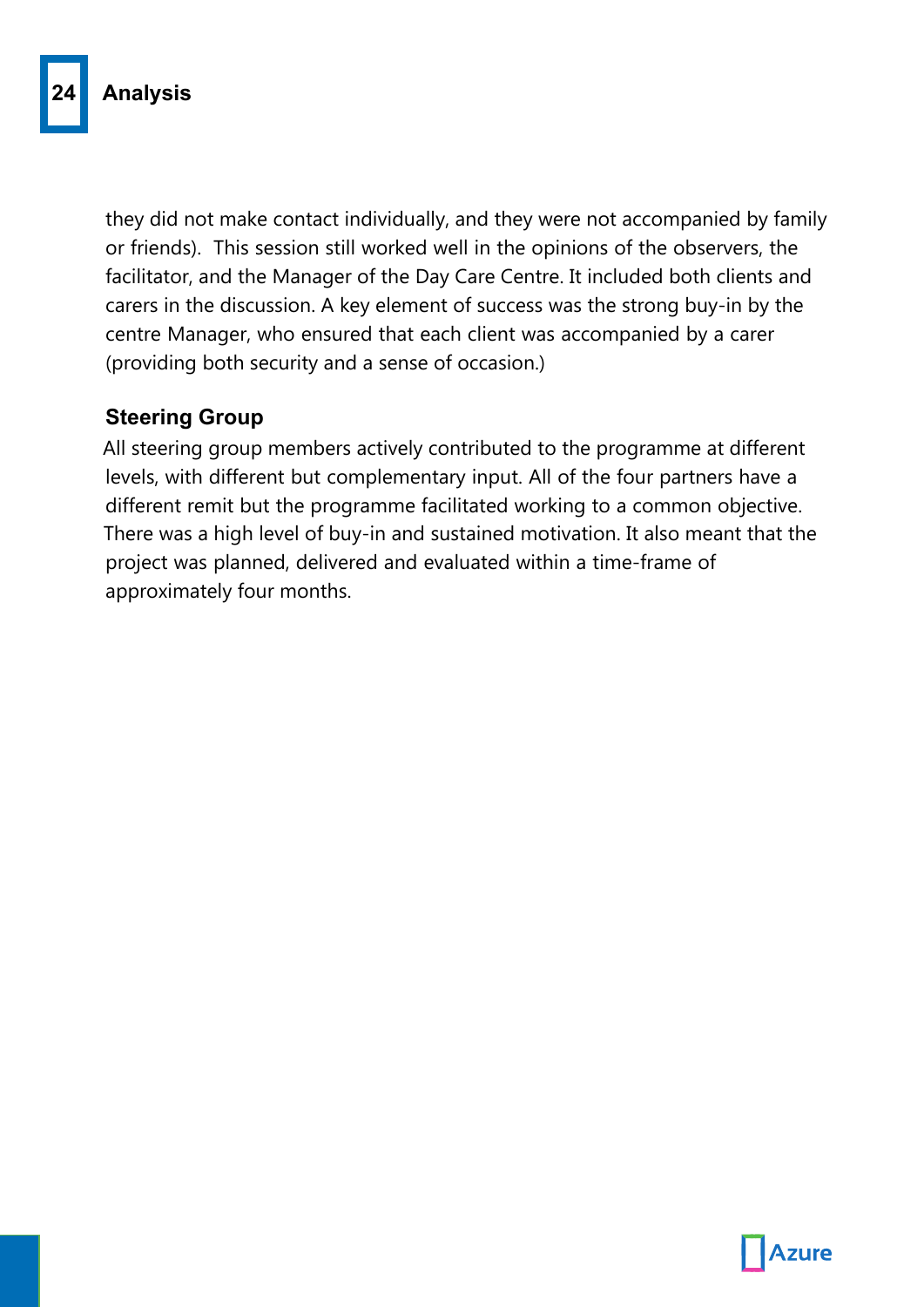they did not make contact individually, and they were not accompanied by family or friends). This session still worked well in the opinions of the observers, the facilitator, and the Manager of the Day Care Centre. It included both clients and carers in the discussion. A key element of success was the strong buy-in by the centre Manager, who ensured that each client was accompanied by a carer (providing both security and a sense of occasion.)

### Steering Group

All steering group members actively contributed to the programme at different levels, with different but complementary input. All of the four partners have a different remit but the programme facilitated working to a common objective. There was a high level of buy-in and sustained motivation. It also meant that the project was planned, delivered and evaluated within a time-frame of approximately four months.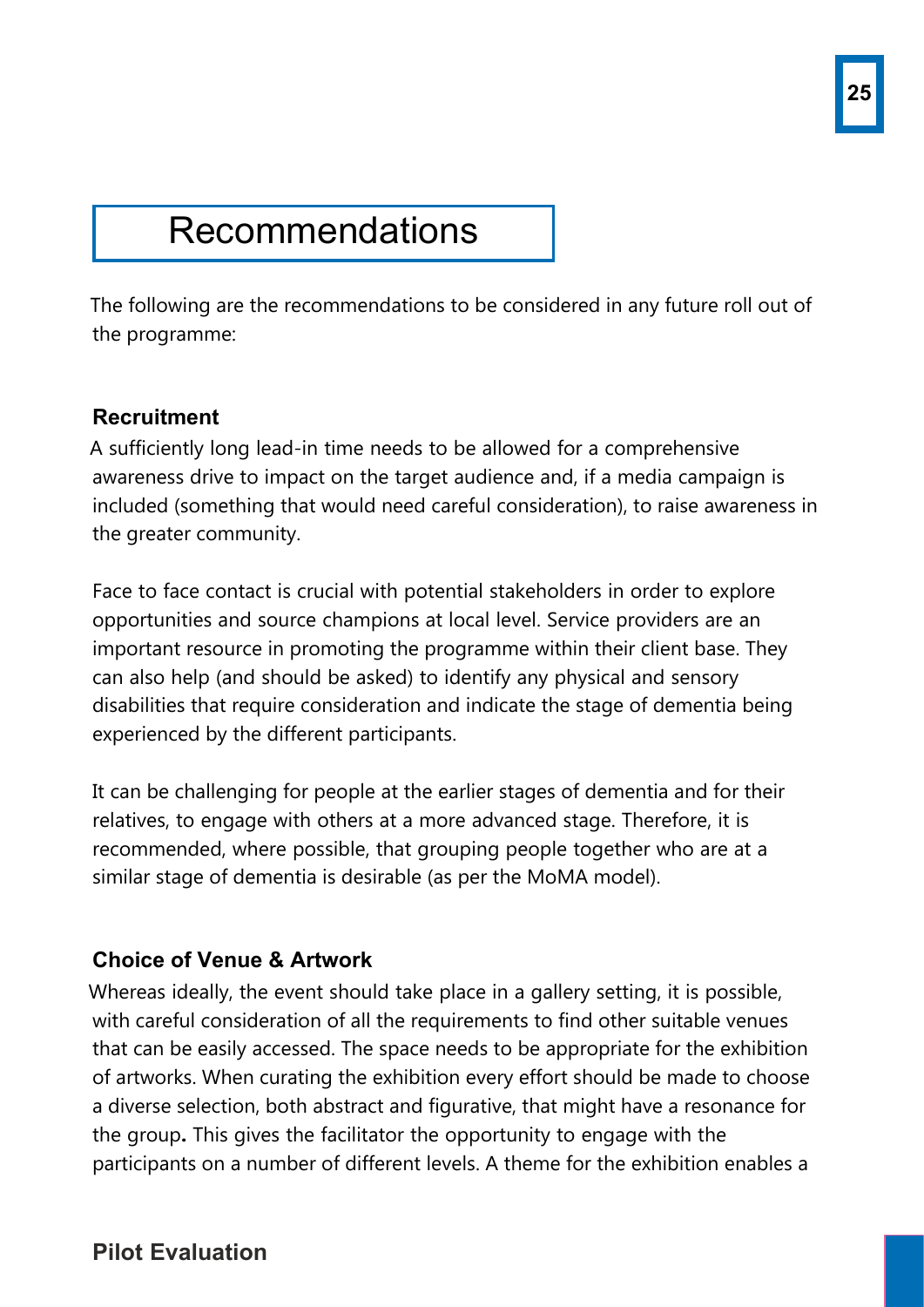# Recommendations

The following are the recommendations to be considered in any future roll out of the programme:

### Recruitment

A sufficiently long lead-in time needs to be allowed for a comprehensive awareness drive to impact on the target audience and, if a media campaign is included (something that would need careful consideration), to raise awareness in the greater community.

Face to face contact is crucial with potential stakeholders in order to explore opportunities and source champions at local level. Service providers are an important resource in promoting the programme within their client base. They can also help (and should be asked) to identify any physical and sensory disabilities that require consideration and indicate the stage of dementia being experienced by the different participants.

It can be challenging for people at the earlier stages of dementia and for their relatives, to engage with others at a more advanced stage. Therefore, it is recommended, where possible, that grouping people together who are at a similar stage of dementia is desirable (as per the MoMA model).

### Choice of Venue & Artwork

Whereas ideally, the event should take place in a gallery setting, it is possible, with careful consideration of all the requirements to find other suitable venues that can be easily accessed. The space needs to be appropriate for the exhibition of artworks. When curating the exhibition every effort should be made to choose a diverse selection, both abstract and figurative, that might have a resonance for the group**.** This gives the facilitator the opportunity to engage with the participants on a number of different levels. A theme for the exhibition enables a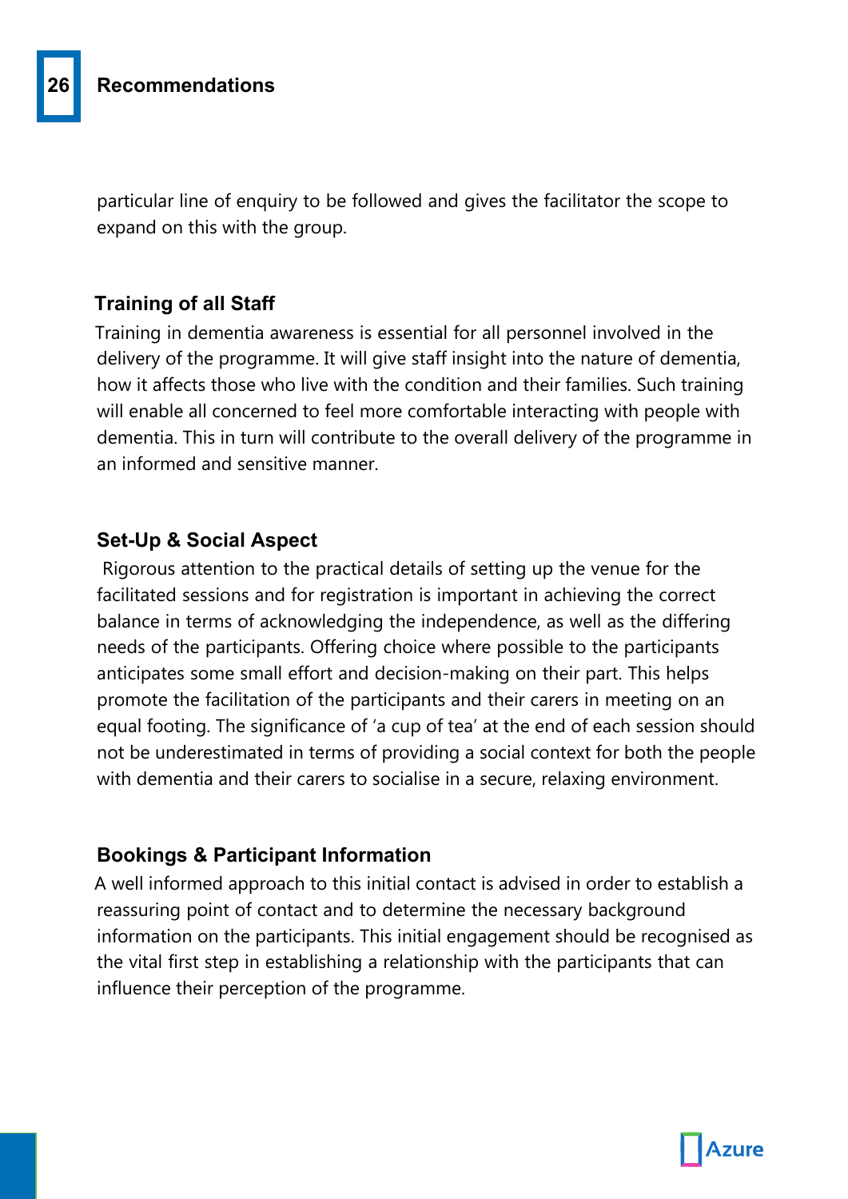particular line of enquiry to be followed and gives the facilitator the scope to expand on this with the group.

### Training of all Staff

Training in dementia awareness is essential for all personnel involved in the delivery of the programme. It will give staff insight into the nature of dementia, how it affects those who live with the condition and their families. Such training will enable all concerned to feel more comfortable interacting with people with dementia. This in turn will contribute to the overall delivery of the programme in an informed and sensitive manner.

### Set-Up & Social Aspect

Rigorous attention to the practical details of setting up the venue for the facilitated sessions and for registration is important in achieving the correct balance in terms of acknowledging the independence, as well as the differing needs of the participants. Offering choice where possible to the participants anticipates some small effort and decision-making on their part. This helps promote the facilitation of the participants and their carers in meeting on an equal footing. The significance of 'a cup of tea' at the end of each session should not be underestimated in terms of providing a social context for both the people with dementia and their carers to socialise in a secure, relaxing environment.

### Bookings & Participant Information

A well informed approach to this initial contact is advised in order to establish a reassuring point of contact and to determine the necessary background information on the participants. This initial engagement should be recognised as the vital first step in establishing a relationship with the participants that can influence their perception of the programme.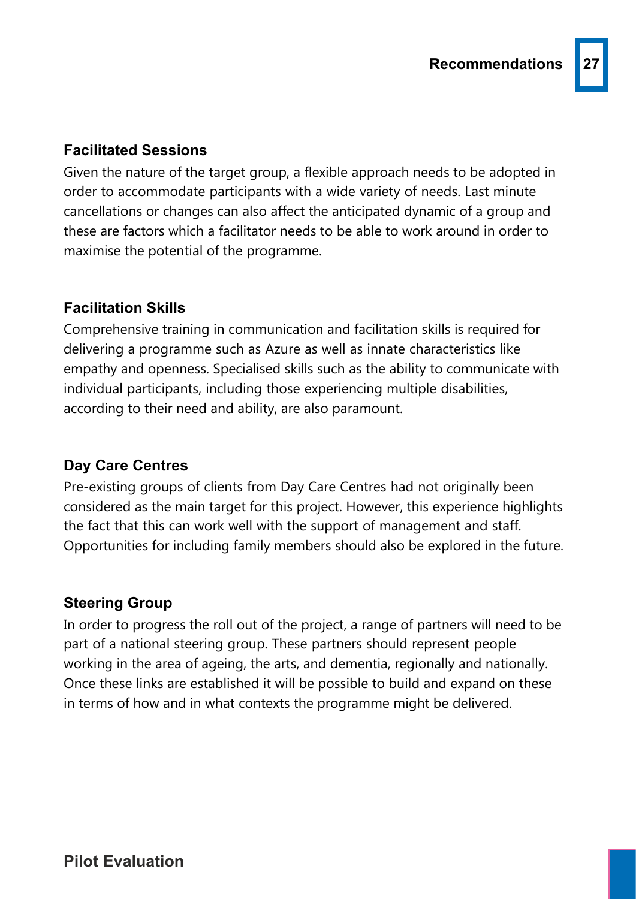### Facilitated Sessions

Given the nature of the target group, a flexible approach needs to be adopted in order to accommodate participants with a wide variety of needs. Last minute cancellations or changes can also affect the anticipated dynamic of a group and these are factors which a facilitator needs to be able to work around in order to maximise the potential of the programme.

### Facilitation Skills

Comprehensive training in communication and facilitation skills is required for delivering a programme such as Azure as well as innate characteristics like empathy and openness. Specialised skills such as the ability to communicate with individual participants, including those experiencing multiple disabilities, according to their need and ability, are also paramount.

### Day Care Centres

Pre-existing groups of clients from Day Care Centres had not originally been considered as the main target for this project. However, this experience highlights the fact that this can work well with the support of management and staff. Opportunities for including family members should also be explored in the future.

### Steering Group

In order to progress the roll out of the project, a range of partners will need to be part of a national steering group. These partners should represent people working in the area of ageing, the arts, and dementia, regionally and nationally. Once these links are established it will be possible to build and expand on these in terms of how and in what contexts the programme might be delivered.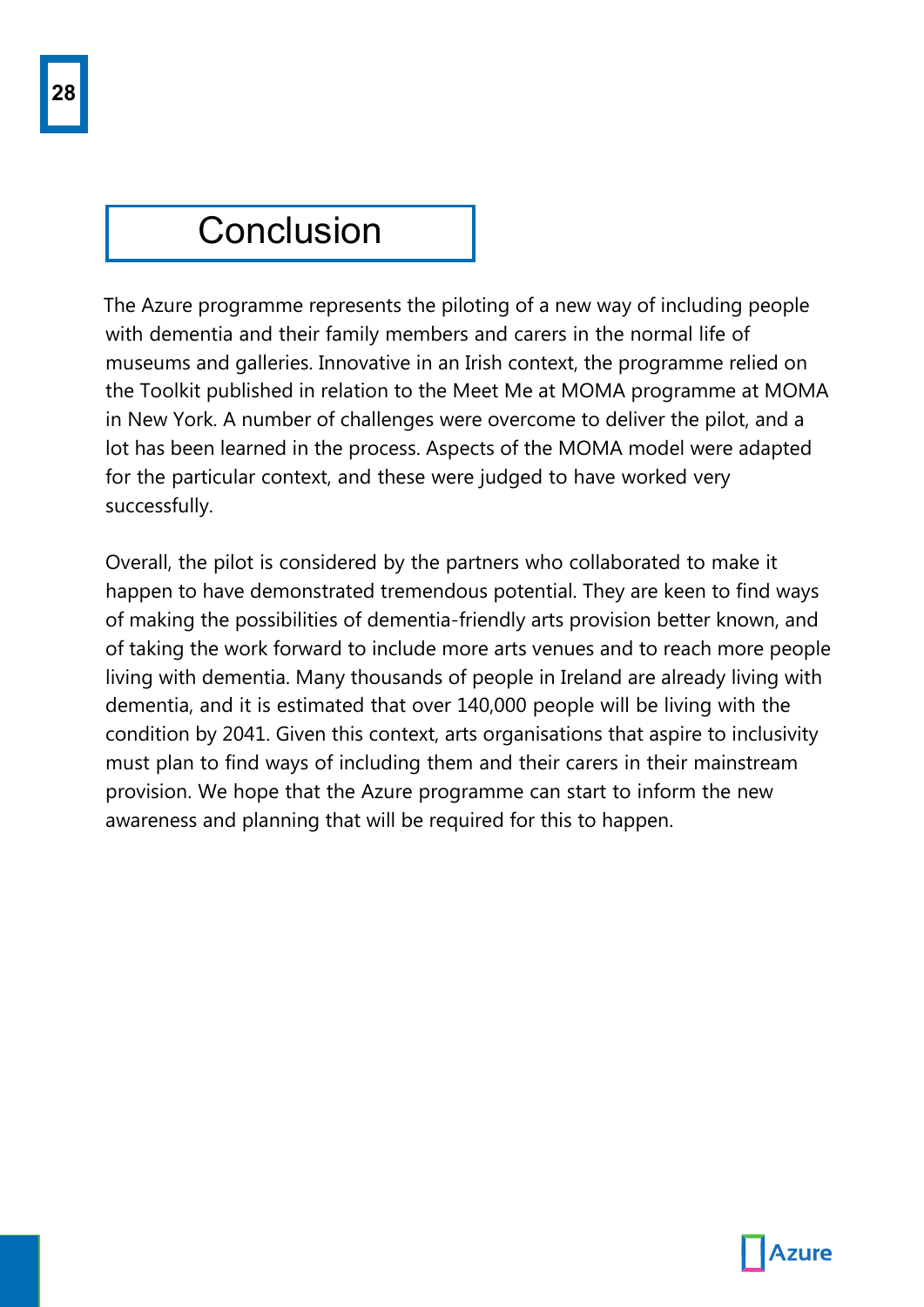# Conclusion

The Azure programme represents the piloting of a new way of including people with dementia and their family members and carers in the normal life of museums and galleries. Innovative in an Irish context, the programme relied on the Toolkit published in relation to the Meet Me at MOMA programme at MOMA in New York. A number of challenges were overcome to deliver the pilot, and a lot has been learned in the process. Aspects of the MOMA model were adapted for the particular context, and these were judged to have worked very successfully.

Overall, the pilot is considered by the partners who collaborated to make it happen to have demonstrated tremendous potential. They are keen to find ways of making the possibilities of dementia-friendly arts provision better known, and of taking the work forward to include more arts venues and to reach more people living with dementia. Many thousands of people in Ireland are already living with dementia, and it is estimated that over 140,000 people will be living with the condition by 2041. Given this context, arts organisations that aspire to inclusivity must plan to find ways of including them and their carers in their mainstream provision. We hope that the Azure programme can start to inform the new awareness and planning that will be required for this to happen.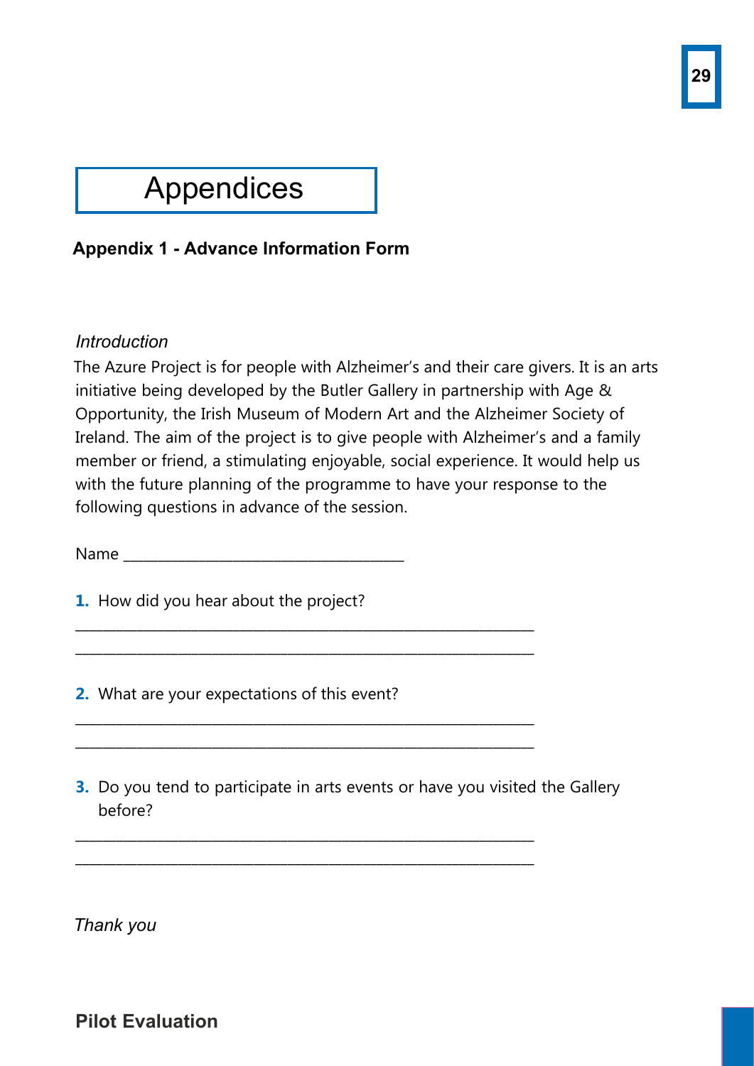# Appendices

## Appendix 1 - Advance Information Form

*Introduction*

The Azure Project is for people with Alzheimer's and their care givers. It is an arts initiative being developed by the Butler Gallery in partnership with Age & Opportunity, the Irish Museum of Modern Art and the Alzheimer Society of Ireland. The aim of the project is to give people with Alzheimer's and a family member or friend, a stimulating enjoyable, social experience. It would help us with the future planning of the programme to have your response to the following questions in advance of the session.

Name ______________________________________

1. How did you hear about the project?

_________________________________________________________________

_________________________________________________________________

2. What are your expectations of this event?

_________________________________________________________________

_________________________________________________________________

3. Do you tend to participate in arts events or have you visited the Gallery before?

_________________________________________________________________

_________________________________________________________________

*Thank you*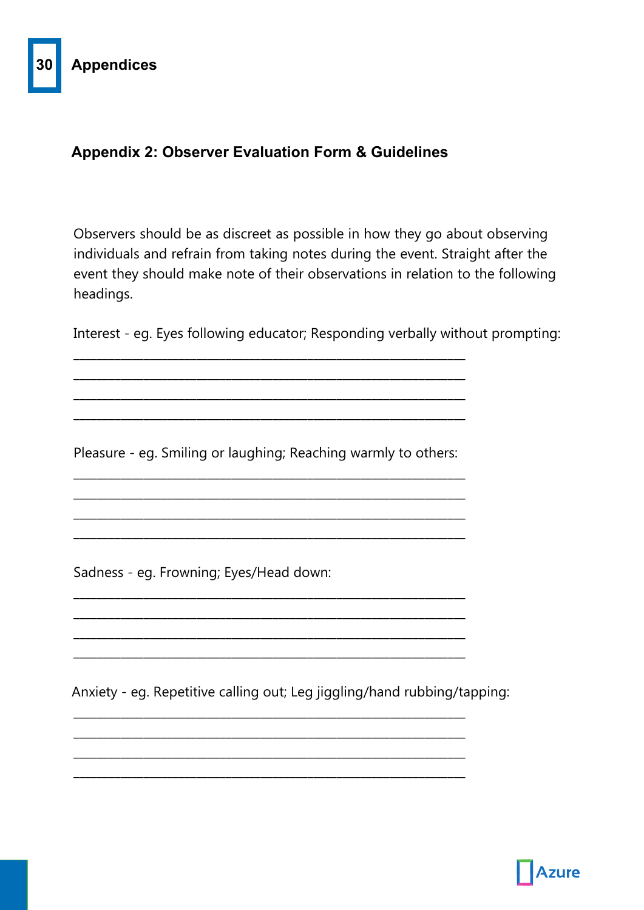# Appendices

## Appendix 2: Observer Evaluation Form & Guidelines

Observers should be as discreet as possible in how they go about observing individuals and refrain from taking notes during the event. Straight after the event they should make note of their observations in relation to the following headings.

Interest - eg. Eyes following educator; Responding verbally without prompting:

_______________________________________________________________

_______________________________________________________________

_______________________________________________________________

_______________________________________________________________

Pleasure - eg. Smiling or laughing; Reaching warmly to others:

_______________________________________________________________

_______________________________________________________________

_______________________________________________________________

_______________________________________________________________

Sadness - eg. Frowning; Eyes/Head down:

_______________________________________________________________

_______________________________________________________________

_______________________________________________________________

_______________________________________________________________

Anxiety - eg. Repetitive calling out; Leg jiggling/hand rubbing/tapping:

_______________________________________________________________

_______________________________________________________________

_______________________________________________________________

_______________________________________________________________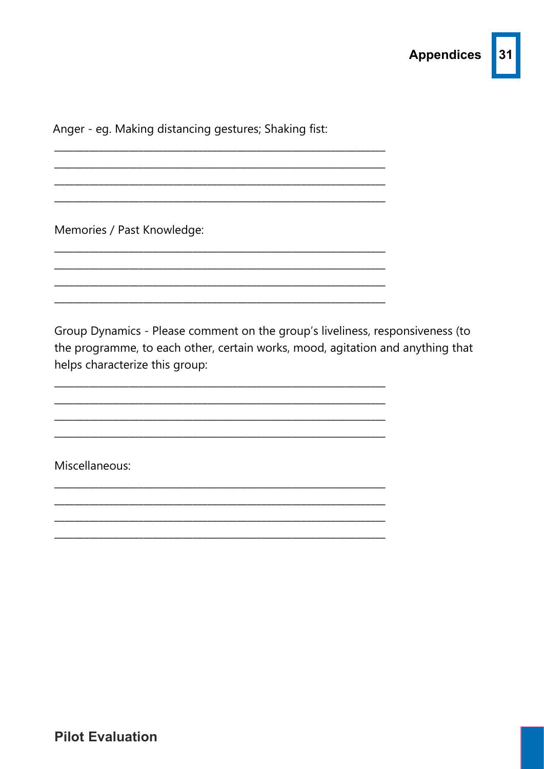Anger - eg. Making distancing gestures; Shaking fist:

\_\_\_\_\_\_\_\_\_\_\_\_\_\_\_\_\_\_\_\_\_\_\_\_\_\_\_\_\_\_\_\_\_\_\_\_\_\_\_\_\_\_\_\_\_\_\_\_\_\_\_\_\_\_\_\_\_\_\_\_

\_\_\_\_\_\_\_\_\_\_\_\_\_\_\_\_\_\_\_\_\_\_\_\_\_\_\_\_\_\_\_\_\_\_\_\_\_\_\_\_\_\_\_\_\_\_\_\_\_\_\_\_\_\_\_\_\_\_\_\_

\_\_\_\_\_\_\_\_\_\_\_\_\_\_\_\_\_\_\_\_\_\_\_\_\_\_\_\_\_\_\_\_\_\_\_\_\_\_\_\_\_\_\_\_\_\_\_\_\_\_\_\_\_\_\_\_\_\_\_\_

\_\_\_\_\_\_\_\_\_\_\_\_\_\_\_\_\_\_\_\_\_\_\_\_\_\_\_\_\_\_\_\_\_\_\_\_\_\_\_\_\_\_\_\_\_\_\_\_\_\_\_\_\_\_\_\_\_\_\_\_

Memories / Past Knowledge:

\_\_\_\_\_\_\_\_\_\_\_\_\_\_\_\_\_\_\_\_\_\_\_\_\_\_\_\_\_\_\_\_\_\_\_\_\_\_\_\_\_\_\_\_\_\_\_\_\_\_\_\_\_\_\_\_\_\_\_\_

\_\_\_\_\_\_\_\_\_\_\_\_\_\_\_\_\_\_\_\_\_\_\_\_\_\_\_\_\_\_\_\_\_\_\_\_\_\_\_\_\_\_\_\_\_\_\_\_\_\_\_\_\_\_\_\_\_\_\_\_

\_\_\_\_\_\_\_\_\_\_\_\_\_\_\_\_\_\_\_\_\_\_\_\_\_\_\_\_\_\_\_\_\_\_\_\_\_\_\_\_\_\_\_\_\_\_\_\_\_\_\_\_\_\_\_\_\_\_\_\_

\_\_\_\_\_\_\_\_\_\_\_\_\_\_\_\_\_\_\_\_\_\_\_\_\_\_\_\_\_\_\_\_\_\_\_\_\_\_\_\_\_\_\_\_\_\_\_\_\_\_\_\_\_\_\_\_\_\_\_\_

Group Dynamics - Please comment on the group's liveliness, responsiveness (to the programme, to each other, certain works, mood, agitation and anything that helps characterize this group:

\_\_\_\_\_\_\_\_\_\_\_\_\_\_\_\_\_\_\_\_\_\_\_\_\_\_\_\_\_\_\_\_\_\_\_\_\_\_\_\_\_\_\_\_\_\_\_\_\_\_\_\_\_\_\_\_\_\_\_\_

\_\_\_\_\_\_\_\_\_\_\_\_\_\_\_\_\_\_\_\_\_\_\_\_\_\_\_\_\_\_\_\_\_\_\_\_\_\_\_\_\_\_\_\_\_\_\_\_\_\_\_\_\_\_\_\_\_\_\_\_

\_\_\_\_\_\_\_\_\_\_\_\_\_\_\_\_\_\_\_\_\_\_\_\_\_\_\_\_\_\_\_\_\_\_\_\_\_\_\_\_\_\_\_\_\_\_\_\_\_\_\_\_\_\_\_\_\_\_\_\_

\_\_\_\_\_\_\_\_\_\_\_\_\_\_\_\_\_\_\_\_\_\_\_\_\_\_\_\_\_\_\_\_\_\_\_\_\_\_\_\_\_\_\_\_\_\_\_\_\_\_\_\_\_\_\_\_\_\_\_\_

Miscellaneous:

\_\_\_\_\_\_\_\_\_\_\_\_\_\_\_\_\_\_\_\_\_\_\_\_\_\_\_\_\_\_\_\_\_\_\_\_\_\_\_\_\_\_\_\_\_\_\_\_\_\_\_\_\_\_\_\_\_\_\_\_

\_\_\_\_\_\_\_\_\_\_\_\_\_\_\_\_\_\_\_\_\_\_\_\_\_\_\_\_\_\_\_\_\_\_\_\_\_\_\_\_\_\_\_\_\_\_\_\_\_\_\_\_\_\_\_\_\_\_\_\_

\_\_\_\_\_\_\_\_\_\_\_\_\_\_\_\_\_\_\_\_\_\_\_\_\_\_\_\_\_\_\_\_\_\_\_\_\_\_\_\_\_\_\_\_\_\_\_\_\_\_\_\_\_\_\_\_\_\_\_\_

\_\_\_\_\_\_\_\_\_\_\_\_\_\_\_\_\_\_\_\_\_\_\_\_\_\_\_\_\_\_\_\_\_\_\_\_\_\_\_\_\_\_\_\_\_\_\_\_\_\_\_\_\_\_\_\_\_\_\_\_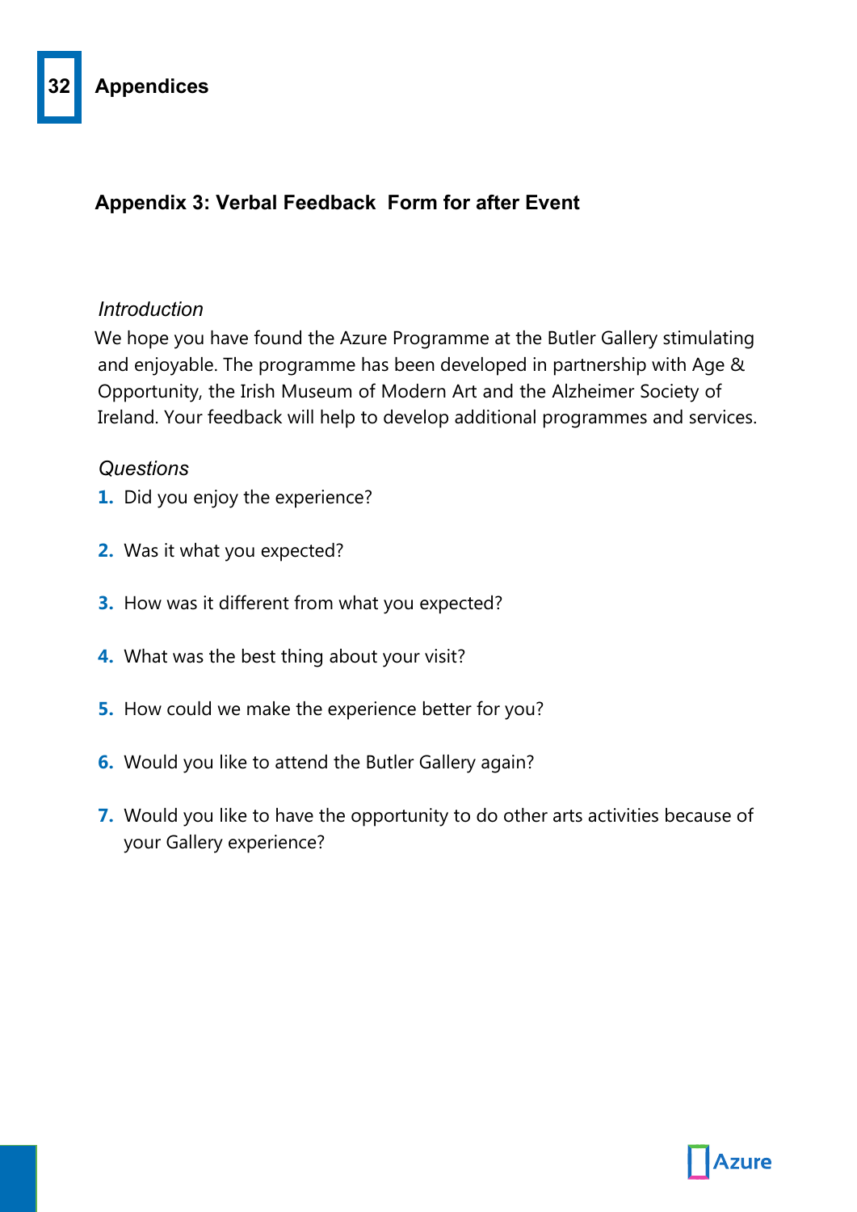## Appendix 3: Verbal Feedback Form for after Event

*Introduction*

We hope you have found the Azure Programme at the Butler Gallery stimulating and enjoyable. The programme has been developed in partnership with Age & Opportunity, the Irish Museum of Modern Art and the Alzheimer Society of Ireland. Your feedback will help to develop additional programmes and services.

*Questions*

1. Did you enjoy the experience?
2. Was it what you expected?
3. How was it different from what you expected?
4. What was the best thing about your visit?
5. How could we make the experience better for you?
6. Would you like to attend the Butler Gallery again?
7. Would you like to have the opportunity to do other arts activities because of your Gallery experience?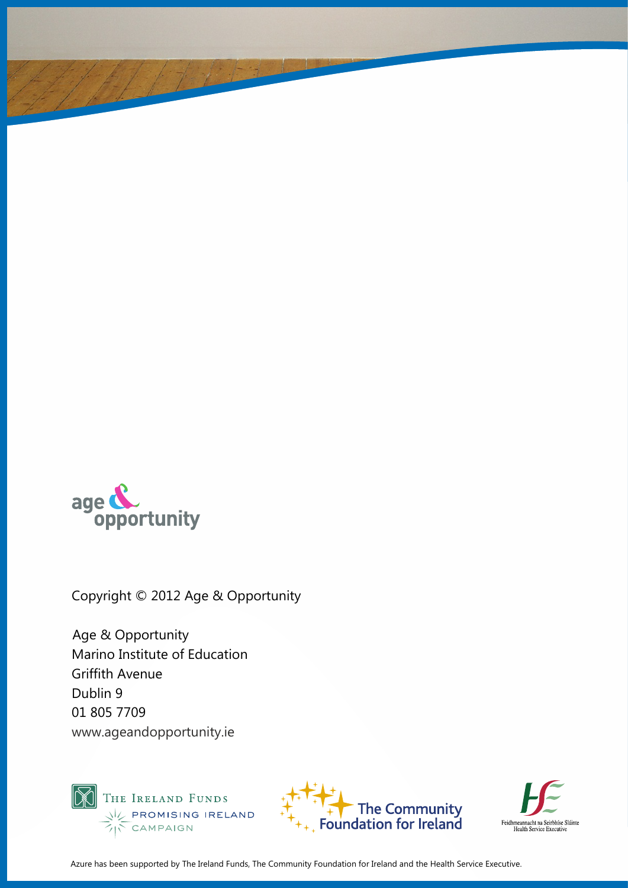age & opportunity

Copyright © 2012 Age & Opportunity

Age & Opportunity
Marino Institute of Education
Griffith Avenue
Dublin 9
01 805 7709
www.ageandopportunity.ie

The Ireland Funds
Promising Ireland Campaign

The Community Foundation for Ireland

Feidhmeannacht na Seirbhíse Sláinte
Health Service Executive

Azure has been supported by The Ireland Funds, The Community Foundation for Ireland and the Health Service Executive.